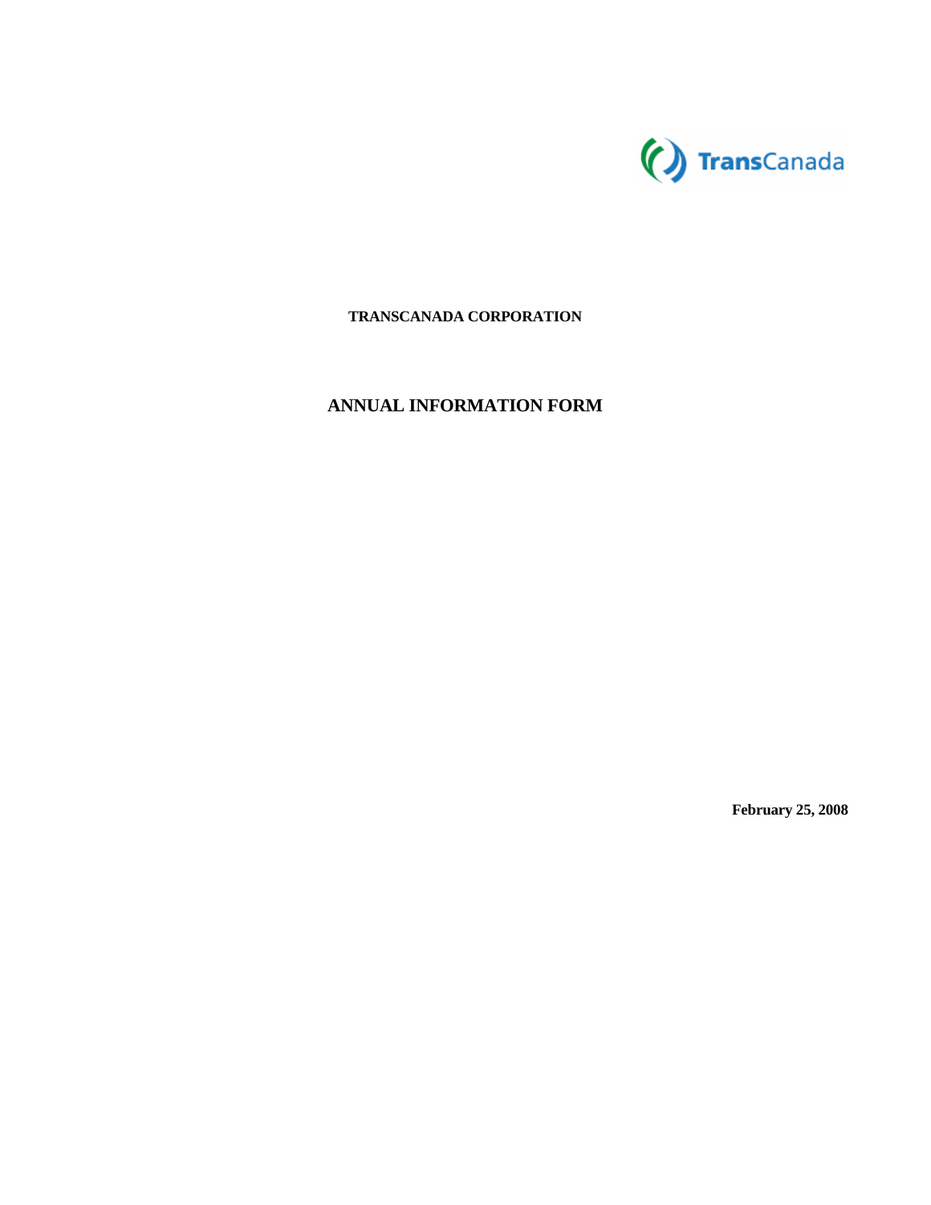TransCanada

**TRANSCANADA CORPORATION**

# ANNUAL INFORMATION FORM

**February 25, 2008**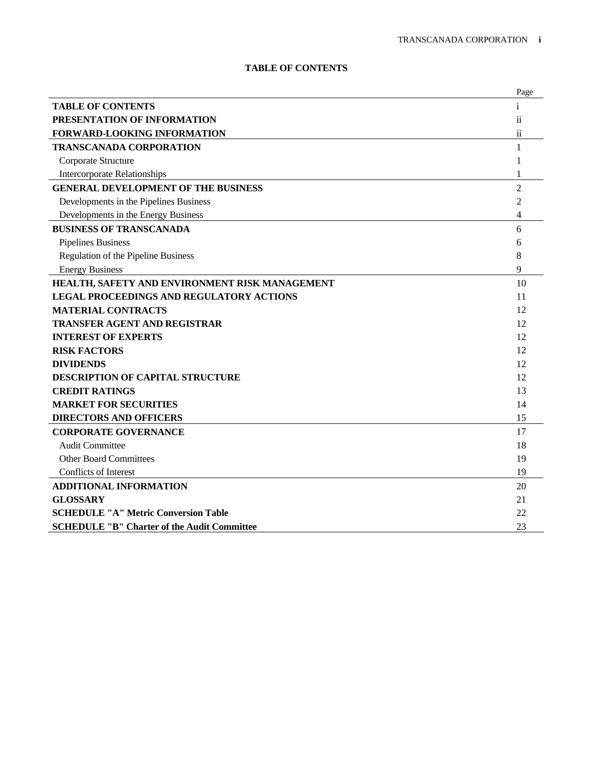# TABLE OF CONTENTS

| | Page |
|---|---|
| **TABLE OF CONTENTS** | i |
| **PRESENTATION OF INFORMATION** | ii |
| **FORWARD-LOOKING INFORMATION** | ii |
| **TRANSCANADA CORPORATION** | 1 |
| Corporate Structure | 1 |
| Intercorporate Relationships | 1 |
| **GENERAL DEVELOPMENT OF THE BUSINESS** | 2 |
| Developments in the Pipelines Business | 2 |
| Developments in the Energy Business | 4 |
| **BUSINESS OF TRANSCANADA** | 6 |
| Pipelines Business | 6 |
| Regulation of the Pipeline Business | 8 |
| Energy Business | 9 |
| **HEALTH, SAFETY AND ENVIRONMENT RISK MANAGEMENT** | 10 |
| **LEGAL PROCEEDINGS AND REGULATORY ACTIONS** | 11 |
| **MATERIAL CONTRACTS** | 12 |
| **TRANSFER AGENT AND REGISTRAR** | 12 |
| **INTEREST OF EXPERTS** | 12 |
| **RISK FACTORS** | 12 |
| **DIVIDENDS** | 12 |
| **DESCRIPTION OF CAPITAL STRUCTURE** | 12 |
| **CREDIT RATINGS** | 13 |
| **MARKET FOR SECURITIES** | 14 |
| **DIRECTORS AND OFFICERS** | 15 |
| **CORPORATE GOVERNANCE** | 17 |
| Audit Committee | 18 |
| Other Board Committees | 19 |
| Conflicts of Interest | 19 |
| **ADDITIONAL INFORMATION** | 20 |
| **GLOSSARY** | 21 |
| **SCHEDULE "A" Metric Conversion Table** | 22 |
| **SCHEDULE "B" Charter of the Audit Committee** | 23 |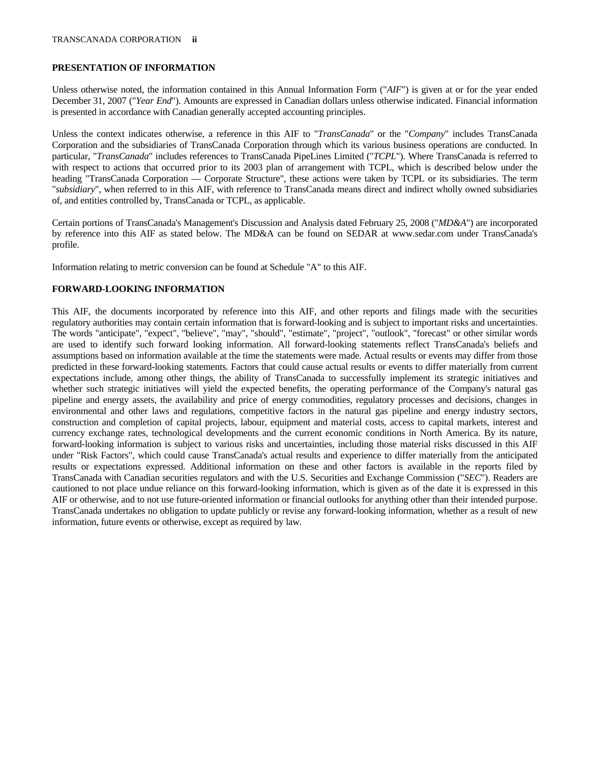## PRESENTATION OF INFORMATION

Unless otherwise noted, the information contained in this Annual Information Form ("*AIF*") is given at or for the year ended December 31, 2007 ("*Year End*"). Amounts are expressed in Canadian dollars unless otherwise indicated. Financial information is presented in accordance with Canadian generally accepted accounting principles.

Unless the context indicates otherwise, a reference in this AIF to "*TransCanada*" or the "*Company*" includes TransCanada Corporation and the subsidiaries of TransCanada Corporation through which its various business operations are conducted. In particular, "*TransCanada*" includes references to TransCanada PipeLines Limited ("*TCPL*"). Where TransCanada is referred to with respect to actions that occurred prior to its 2003 plan of arrangement with TCPL, which is described below under the heading "TransCanada Corporation — Corporate Structure", these actions were taken by TCPL or its subsidiaries. The term "*subsidiary*", when referred to in this AIF, with reference to TransCanada means direct and indirect wholly owned subsidiaries of, and entities controlled by, TransCanada or TCPL, as applicable.

Certain portions of TransCanada's Management's Discussion and Analysis dated February 25, 2008 ("*MD&A*") are incorporated by reference into this AIF as stated below. The MD&A can be found on SEDAR at www.sedar.com under TransCanada's profile.

Information relating to metric conversion can be found at Schedule "A" to this AIF.

## FORWARD-LOOKING INFORMATION

This AIF, the documents incorporated by reference into this AIF, and other reports and filings made with the securities regulatory authorities may contain certain information that is forward-looking and is subject to important risks and uncertainties. The words "anticipate", "expect", "believe", "may", "should", "estimate", "project", "outlook", "forecast" or other similar words are used to identify such forward looking information. All forward-looking statements reflect TransCanada's beliefs and assumptions based on information available at the time the statements were made. Actual results or events may differ from those predicted in these forward-looking statements. Factors that could cause actual results or events to differ materially from current expectations include, among other things, the ability of TransCanada to successfully implement its strategic initiatives and whether such strategic initiatives will yield the expected benefits, the operating performance of the Company's natural gas pipeline and energy assets, the availability and price of energy commodities, regulatory processes and decisions, changes in environmental and other laws and regulations, competitive factors in the natural gas pipeline and energy industry sectors, construction and completion of capital projects, labour, equipment and material costs, access to capital markets, interest and currency exchange rates, technological developments and the current economic conditions in North America. By its nature, forward-looking information is subject to various risks and uncertainties, including those material risks discussed in this AIF under "Risk Factors", which could cause TransCanada's actual results and experience to differ materially from the anticipated results or expectations expressed. Additional information on these and other factors is available in the reports filed by TransCanada with Canadian securities regulators and with the U.S. Securities and Exchange Commission ("*SEC*"). Readers are cautioned to not place undue reliance on this forward-looking information, which is given as of the date it is expressed in this AIF or otherwise, and to not use future-oriented information or financial outlooks for anything other than their intended purpose. TransCanada undertakes no obligation to update publicly or revise any forward-looking information, whether as a result of new information, future events or otherwise, except as required by law.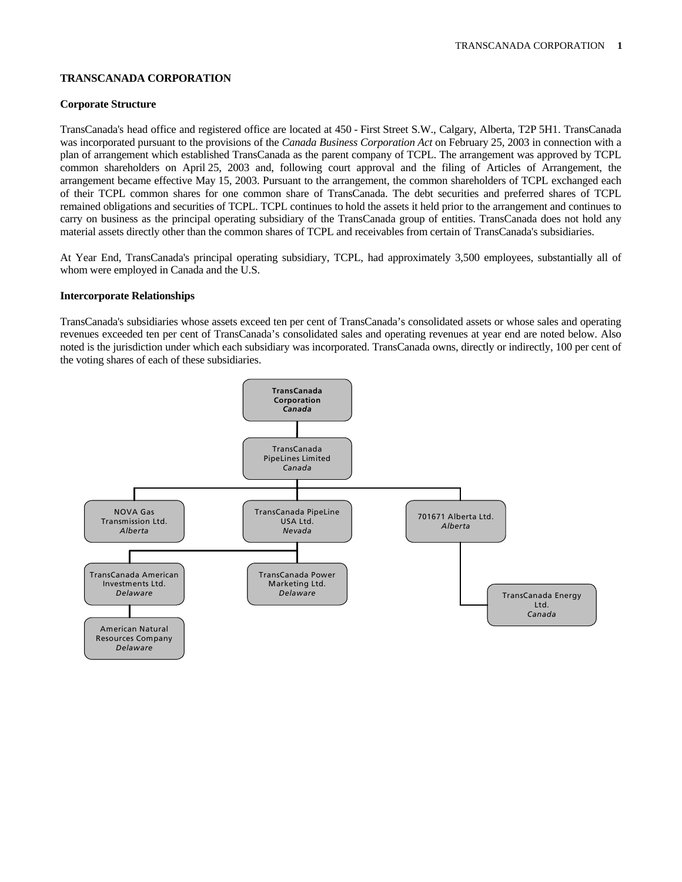# TRANSCANADA CORPORATION

## Corporate Structure

TransCanada's head office and registered office are located at 450 - First Street S.W., Calgary, Alberta, T2P 5H1. TransCanada was incorporated pursuant to the provisions of the *Canada Business Corporation Act* on February 25, 2003 in connection with a plan of arrangement which established TransCanada as the parent company of TCPL. The arrangement was approved by TCPL common shareholders on April 25, 2003 and, following court approval and the filing of Articles of Arrangement, the arrangement became effective May 15, 2003. Pursuant to the arrangement, the common shareholders of TCPL exchanged each of their TCPL common shares for one common share of TransCanada. The debt securities and preferred shares of TCPL remained obligations and securities of TCPL. TCPL continues to hold the assets it held prior to the arrangement and continues to carry on business as the principal operating subsidiary of the TransCanada group of entities. TransCanada does not hold any material assets directly other than the common shares of TCPL and receivables from certain of TransCanada's subsidiaries.

At Year End, TransCanada's principal operating subsidiary, TCPL, had approximately 3,500 employees, substantially all of whom were employed in Canada and the U.S.

## Intercorporate Relationships

TransCanada's subsidiaries whose assets exceed ten per cent of TransCanada's consolidated assets or whose sales and operating revenues exceeded ten per cent of TransCanada's consolidated sales and operating revenues at year end are noted below. Also noted is the jurisdiction under which each subsidiary was incorporated. TransCanada owns, directly or indirectly, 100 per cent of the voting shares of each of these subsidiaries.

- **TransCanada Corporation** – *Canada*
  - TransCanada PipeLines Limited – *Canada*
    - NOVA Gas Transmission Ltd. – *Alberta*
    - TransCanada PipeLine USA Ltd. – *Nevada*
      - TransCanada American Investments Ltd. – *Delaware*
        - American Natural Resources Company – *Delaware*
      - TransCanada Power Marketing Ltd. – *Delaware*
    - 701671 Alberta Ltd. – *Alberta*
      - TransCanada Energy Ltd. – *Canada*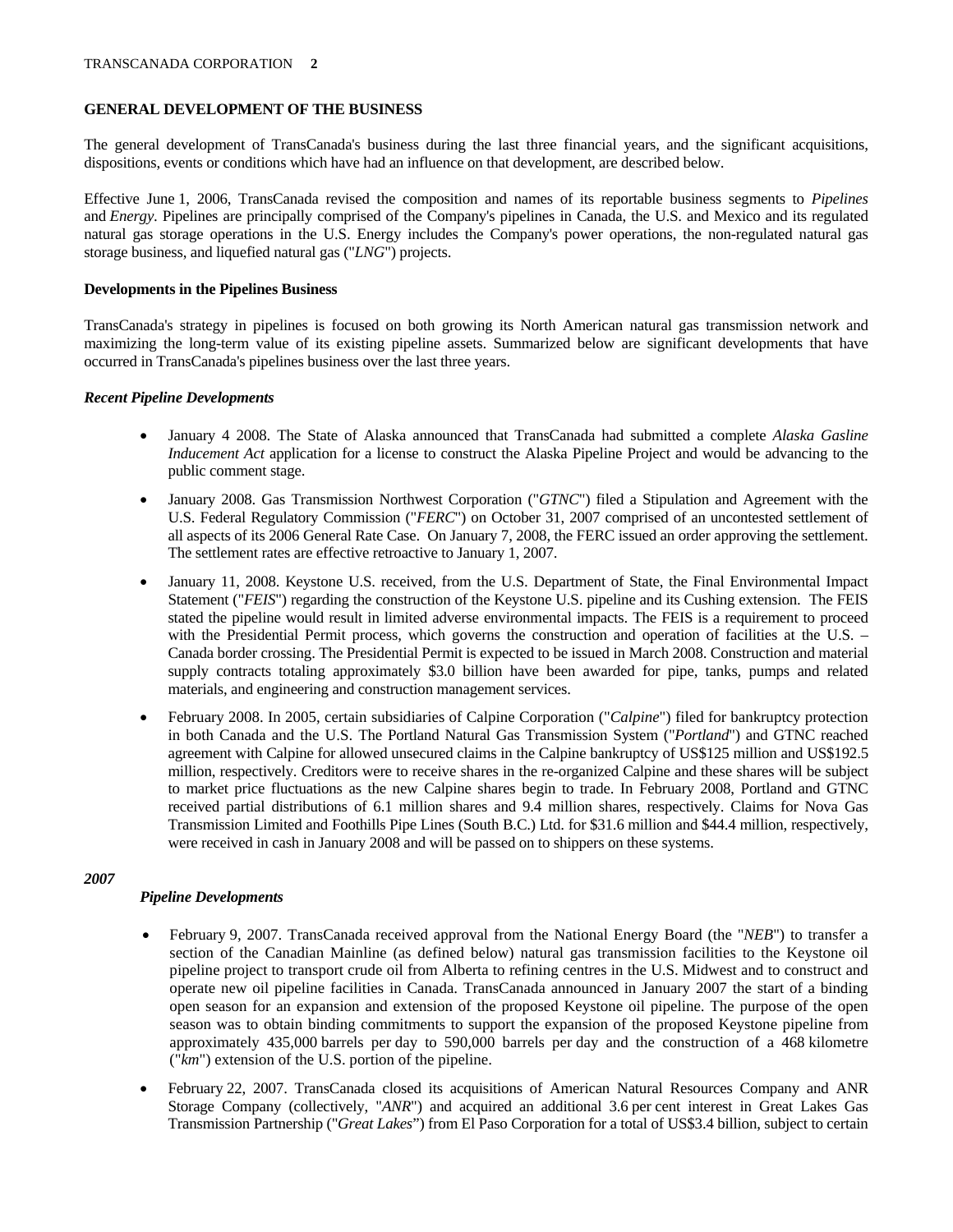## GENERAL DEVELOPMENT OF THE BUSINESS

The general development of TransCanada's business during the last three financial years, and the significant acquisitions, dispositions, events or conditions which have had an influence on that development, are described below.

Effective June 1, 2006, TransCanada revised the composition and names of its reportable business segments to *Pipelines* and *Energy*. Pipelines are principally comprised of the Company's pipelines in Canada, the U.S. and Mexico and its regulated natural gas storage operations in the U.S. Energy includes the Company's power operations, the non-regulated natural gas storage business, and liquefied natural gas ("*LNG*") projects.

### Developments in the Pipelines Business

TransCanada's strategy in pipelines is focused on both growing its North American natural gas transmission network and maximizing the long-term value of its existing pipeline assets. Summarized below are significant developments that have occurred in TransCanada's pipelines business over the last three years.

#### *Recent Pipeline Developments*

- January 4 2008. The State of Alaska announced that TransCanada had submitted a complete *Alaska Gasline Inducement Act* application for a license to construct the Alaska Pipeline Project and would be advancing to the public comment stage.
- January 2008. Gas Transmission Northwest Corporation ("*GTNC*") filed a Stipulation and Agreement with the U.S. Federal Regulatory Commission ("*FERC*") on October 31, 2007 comprised of an uncontested settlement of all aspects of its 2006 General Rate Case. On January 7, 2008, the FERC issued an order approving the settlement. The settlement rates are effective retroactive to January 1, 2007.
- January 11, 2008. Keystone U.S. received, from the U.S. Department of State, the Final Environmental Impact Statement ("*FEIS*") regarding the construction of the Keystone U.S. pipeline and its Cushing extension. The FEIS stated the pipeline would result in limited adverse environmental impacts. The FEIS is a requirement to proceed with the Presidential Permit process, which governs the construction and operation of facilities at the U.S. – Canada border crossing. The Presidential Permit is expected to be issued in March 2008. Construction and material supply contracts totaling approximately $3.0 billion have been awarded for pipe, tanks, pumps and related materials, and engineering and construction management services.
- February 2008. In 2005, certain subsidiaries of Calpine Corporation ("*Calpine*") filed for bankruptcy protection in both Canada and the U.S. The Portland Natural Gas Transmission System ("*Portland*") and GTNC reached agreement with Calpine for allowed unsecured claims in the Calpine bankruptcy of US$125 million and US$192.5 million, respectively. Creditors were to receive shares in the re-organized Calpine and these shares will be subject to market price fluctuations as the new Calpine shares begin to trade. In February 2008, Portland and GTNC received partial distributions of 6.1 million shares and 9.4 million shares, respectively. Claims for Nova Gas Transmission Limited and Foothills Pipe Lines (South B.C.) Ltd. for $31.6 million and $44.4 million, respectively, were received in cash in January 2008 and will be passed on to shippers on these systems.

#### *2007*

##### *Pipeline Developments*

- February 9, 2007. TransCanada received approval from the National Energy Board (the "*NEB*") to transfer a section of the Canadian Mainline (as defined below) natural gas transmission facilities to the Keystone oil pipeline project to transport crude oil from Alberta to refining centres in the U.S. Midwest and to construct and operate new oil pipeline facilities in Canada. TransCanada announced in January 2007 the start of a binding open season for an expansion and extension of the proposed Keystone oil pipeline. The purpose of the open season was to obtain binding commitments to support the expansion of the proposed Keystone pipeline from approximately 435,000 barrels per day to 590,000 barrels per day and the construction of a 468 kilometre ("*km*") extension of the U.S. portion of the pipeline.
- February 22, 2007. TransCanada closed its acquisitions of American Natural Resources Company and ANR Storage Company (collectively, "*ANR*") and acquired an additional 3.6 per cent interest in Great Lakes Gas Transmission Partnership ("*Great Lakes*") from El Paso Corporation for a total of US$3.4 billion, subject to certain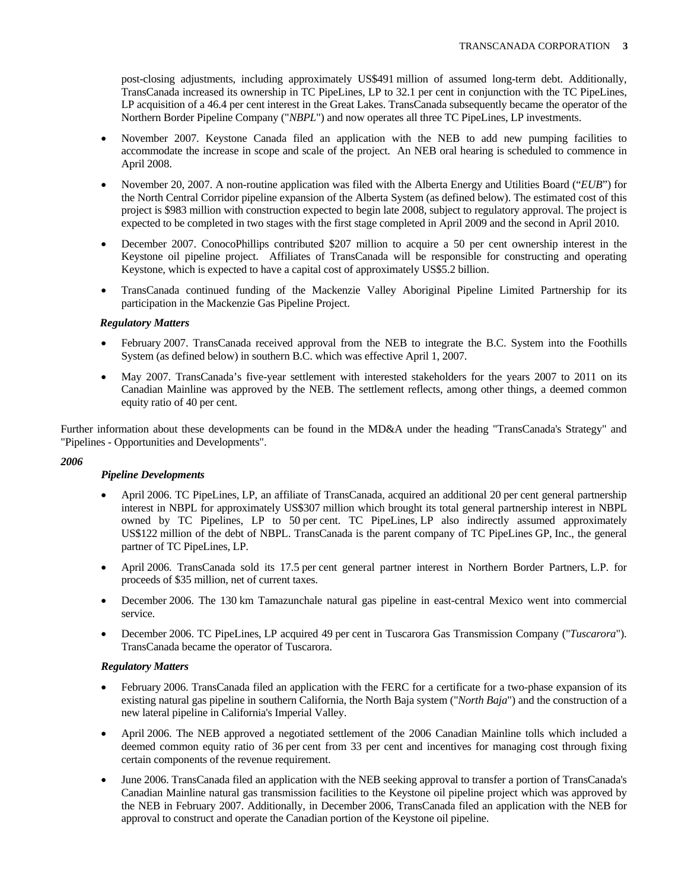post-closing adjustments, including approximately US$491 million of assumed long-term debt. Additionally, TransCanada increased its ownership in TC PipeLines, LP to 32.1 per cent in conjunction with the TC PipeLines, LP acquisition of a 46.4 per cent interest in the Great Lakes. TransCanada subsequently became the operator of the Northern Border Pipeline Company ("*NBPL*") and now operates all three TC PipeLines, LP investments.

- November 2007. Keystone Canada filed an application with the NEB to add new pumping facilities to accommodate the increase in scope and scale of the project. An NEB oral hearing is scheduled to commence in April 2008.
- November 20, 2007. A non-routine application was filed with the Alberta Energy and Utilities Board ("*EUB*") for the North Central Corridor pipeline expansion of the Alberta System (as defined below). The estimated cost of this project is $983 million with construction expected to begin late 2008, subject to regulatory approval. The project is expected to be completed in two stages with the first stage completed in April 2009 and the second in April 2010.
- December 2007. ConocoPhillips contributed $207 million to acquire a 50 per cent ownership interest in the Keystone oil pipeline project. Affiliates of TransCanada will be responsible for constructing and operating Keystone, which is expected to have a capital cost of approximately US$5.2 billion.
- TransCanada continued funding of the Mackenzie Valley Aboriginal Pipeline Limited Partnership for its participation in the Mackenzie Gas Pipeline Project.

***Regulatory Matters***

- February 2007. TransCanada received approval from the NEB to integrate the B.C. System into the Foothills System (as defined below) in southern B.C. which was effective April 1, 2007.
- May 2007. TransCanada's five-year settlement with interested stakeholders for the years 2007 to 2011 on its Canadian Mainline was approved by the NEB. The settlement reflects, among other things, a deemed common equity ratio of 40 per cent.

Further information about these developments can be found in the MD&A under the heading "TransCanada's Strategy" and "Pipelines - Opportunities and Developments".

***2006***

***Pipeline Developments***

- April 2006. TC PipeLines, LP, an affiliate of TransCanada, acquired an additional 20 per cent general partnership interest in NBPL for approximately US$307 million which brought its total general partnership interest in NBPL owned by TC Pipelines, LP to 50 per cent. TC PipeLines, LP also indirectly assumed approximately US$122 million of the debt of NBPL. TransCanada is the parent company of TC PipeLines GP, Inc., the general partner of TC PipeLines, LP.
- April 2006. TransCanada sold its 17.5 per cent general partner interest in Northern Border Partners, L.P. for proceeds of $35 million, net of current taxes.
- December 2006. The 130 km Tamazunchale natural gas pipeline in east-central Mexico went into commercial service.
- December 2006. TC PipeLines, LP acquired 49 per cent in Tuscarora Gas Transmission Company ("*Tuscarora*"). TransCanada became the operator of Tuscarora.

***Regulatory Matters***

- February 2006. TransCanada filed an application with the FERC for a certificate for a two-phase expansion of its existing natural gas pipeline in southern California, the North Baja system ("*North Baja*") and the construction of a new lateral pipeline in California's Imperial Valley.
- April 2006. The NEB approved a negotiated settlement of the 2006 Canadian Mainline tolls which included a deemed common equity ratio of 36 per cent from 33 per cent and incentives for managing cost through fixing certain components of the revenue requirement.
- June 2006. TransCanada filed an application with the NEB seeking approval to transfer a portion of TransCanada's Canadian Mainline natural gas transmission facilities to the Keystone oil pipeline project which was approved by the NEB in February 2007. Additionally, in December 2006, TransCanada filed an application with the NEB for approval to construct and operate the Canadian portion of the Keystone oil pipeline.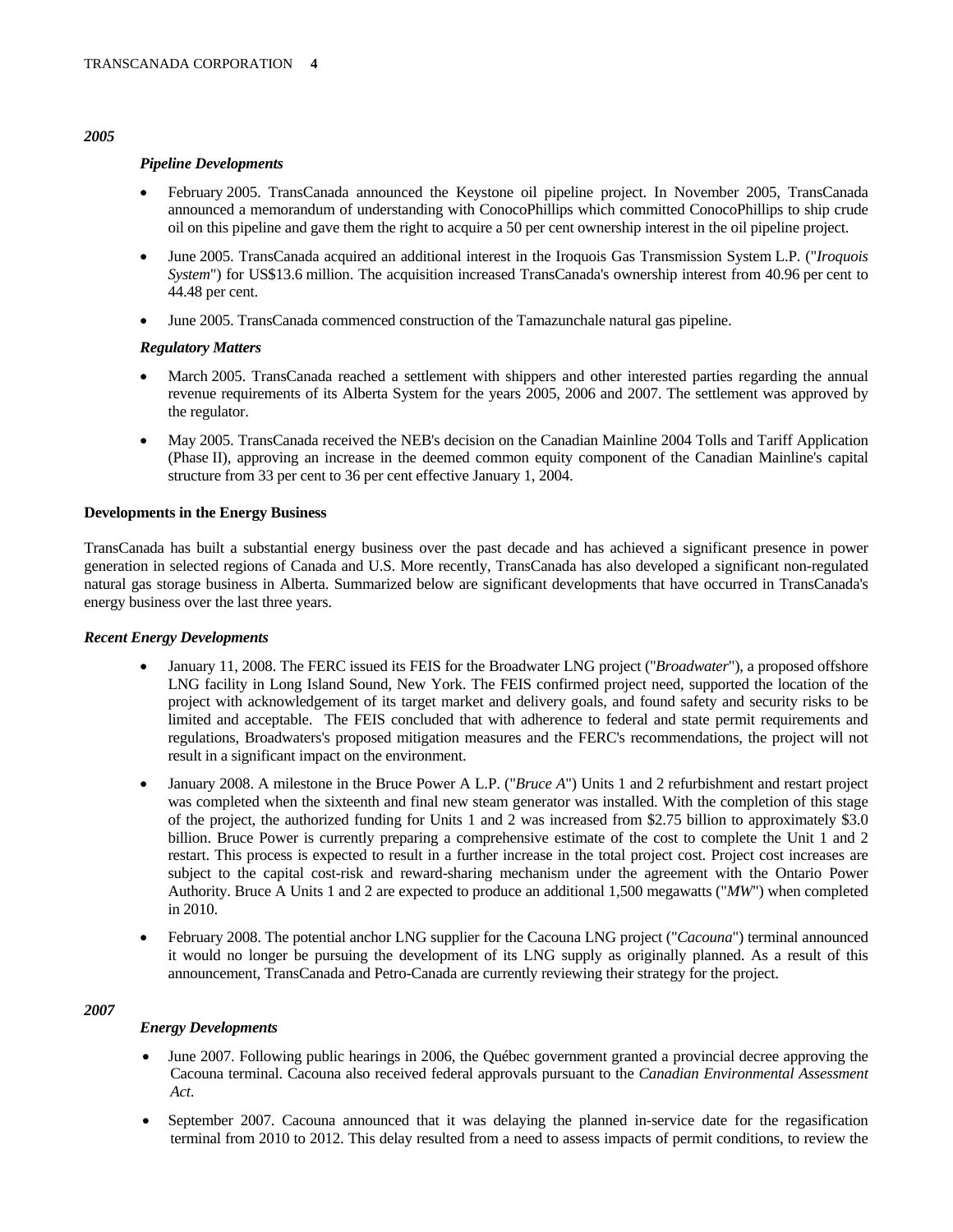*2005*

***Pipeline Developments***

- February 2005. TransCanada announced the Keystone oil pipeline project. In November 2005, TransCanada announced a memorandum of understanding with ConocoPhillips which committed ConocoPhillips to ship crude oil on this pipeline and gave them the right to acquire a 50 per cent ownership interest in the oil pipeline project.
- June 2005. TransCanada acquired an additional interest in the Iroquois Gas Transmission System L.P. ("*Iroquois System*") for US$13.6 million. The acquisition increased TransCanada's ownership interest from 40.96 per cent to 44.48 per cent.
- June 2005. TransCanada commenced construction of the Tamazunchale natural gas pipeline.

***Regulatory Matters***

- March 2005. TransCanada reached a settlement with shippers and other interested parties regarding the annual revenue requirements of its Alberta System for the years 2005, 2006 and 2007. The settlement was approved by the regulator.
- May 2005. TransCanada received the NEB's decision on the Canadian Mainline 2004 Tolls and Tariff Application (Phase II), approving an increase in the deemed common equity component of the Canadian Mainline's capital structure from 33 per cent to 36 per cent effective January 1, 2004.

**Developments in the Energy Business**

TransCanada has built a substantial energy business over the past decade and has achieved a significant presence in power generation in selected regions of Canada and U.S. More recently, TransCanada has also developed a significant non-regulated natural gas storage business in Alberta. Summarized below are significant developments that have occurred in TransCanada's energy business over the last three years.

***Recent Energy Developments***

- January 11, 2008. The FERC issued its FEIS for the Broadwater LNG project ("*Broadwater*"), a proposed offshore LNG facility in Long Island Sound, New York. The FEIS confirmed project need, supported the location of the project with acknowledgement of its target market and delivery goals, and found safety and security risks to be limited and acceptable. The FEIS concluded that with adherence to federal and state permit requirements and regulations, Broadwaters's proposed mitigation measures and the FERC's recommendations, the project will not result in a significant impact on the environment.
- January 2008. A milestone in the Bruce Power A L.P. ("*Bruce A*") Units 1 and 2 refurbishment and restart project was completed when the sixteenth and final new steam generator was installed. With the completion of this stage of the project, the authorized funding for Units 1 and 2 was increased from $2.75 billion to approximately $3.0 billion. Bruce Power is currently preparing a comprehensive estimate of the cost to complete the Unit 1 and 2 restart. This process is expected to result in a further increase in the total project cost. Project cost increases are subject to the capital cost-risk and reward-sharing mechanism under the agreement with the Ontario Power Authority. Bruce A Units 1 and 2 are expected to produce an additional 1,500 megawatts ("*MW*") when completed in 2010.
- February 2008. The potential anchor LNG supplier for the Cacouna LNG project ("*Cacouna*") terminal announced it would no longer be pursuing the development of its LNG supply as originally planned. As a result of this announcement, TransCanada and Petro-Canada are currently reviewing their strategy for the project.

*2007*

***Energy Developments***

- June 2007. Following public hearings in 2006, the Québec government granted a provincial decree approving the Cacouna terminal. Cacouna also received federal approvals pursuant to the *Canadian Environmental Assessment Act*.
- September 2007. Cacouna announced that it was delaying the planned in-service date for the regasification terminal from 2010 to 2012. This delay resulted from a need to assess impacts of permit conditions, to review the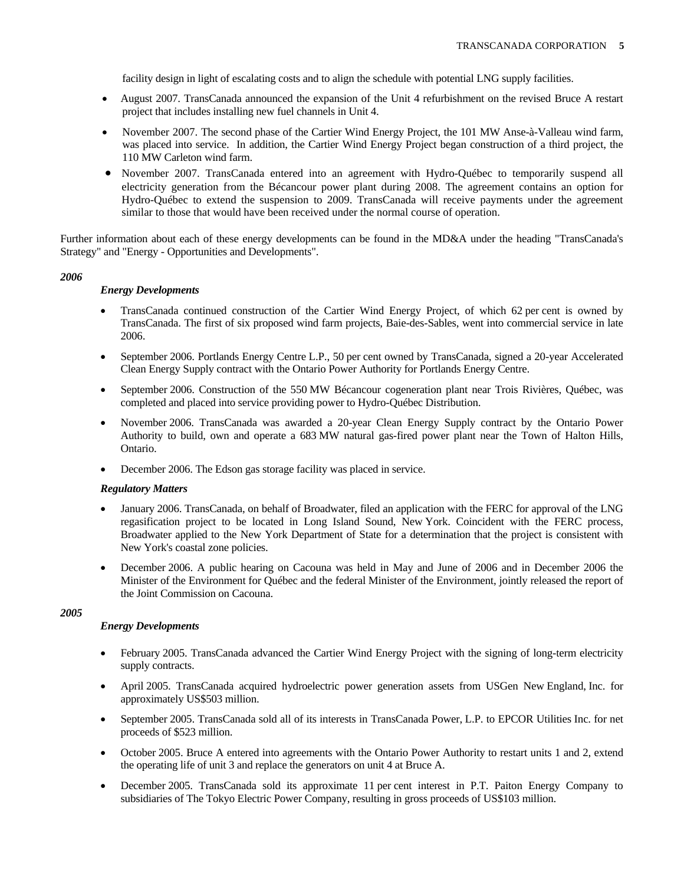facility design in light of escalating costs and to align the schedule with potential LNG supply facilities.

- August 2007. TransCanada announced the expansion of the Unit 4 refurbishment on the revised Bruce A restart project that includes installing new fuel channels in Unit 4.
- November 2007. The second phase of the Cartier Wind Energy Project, the 101 MW Anse-à-Valleau wind farm, was placed into service. In addition, the Cartier Wind Energy Project began construction of a third project, the 110 MW Carleton wind farm.
- November 2007. TransCanada entered into an agreement with Hydro-Québec to temporarily suspend all electricity generation from the Bécancour power plant during 2008. The agreement contains an option for Hydro-Québec to extend the suspension to 2009. TransCanada will receive payments under the agreement similar to those that would have been received under the normal course of operation.

Further information about each of these energy developments can be found in the MD&A under the heading "TransCanada's Strategy" and "Energy - Opportunities and Developments".

***2006***

***Energy Developments***

- TransCanada continued construction of the Cartier Wind Energy Project, of which 62 per cent is owned by TransCanada. The first of six proposed wind farm projects, Baie-des-Sables, went into commercial service in late 2006.
- September 2006. Portlands Energy Centre L.P., 50 per cent owned by TransCanada, signed a 20-year Accelerated Clean Energy Supply contract with the Ontario Power Authority for Portlands Energy Centre.
- September 2006. Construction of the 550 MW Bécancour cogeneration plant near Trois Rivières, Québec, was completed and placed into service providing power to Hydro-Québec Distribution.
- November 2006. TransCanada was awarded a 20-year Clean Energy Supply contract by the Ontario Power Authority to build, own and operate a 683 MW natural gas-fired power plant near the Town of Halton Hills, Ontario.
- December 2006. The Edson gas storage facility was placed in service.

***Regulatory Matters***

- January 2006. TransCanada, on behalf of Broadwater, filed an application with the FERC for approval of the LNG regasification project to be located in Long Island Sound, New York. Coincident with the FERC process, Broadwater applied to the New York Department of State for a determination that the project is consistent with New York's coastal zone policies.
- December 2006. A public hearing on Cacouna was held in May and June of 2006 and in December 2006 the Minister of the Environment for Québec and the federal Minister of the Environment, jointly released the report of the Joint Commission on Cacouna.

***2005***

***Energy Developments***

- February 2005. TransCanada advanced the Cartier Wind Energy Project with the signing of long-term electricity supply contracts.
- April 2005. TransCanada acquired hydroelectric power generation assets from USGen New England, Inc. for approximately US$503 million.
- September 2005. TransCanada sold all of its interests in TransCanada Power, L.P. to EPCOR Utilities Inc. for net proceeds of $523 million.
- October 2005. Bruce A entered into agreements with the Ontario Power Authority to restart units 1 and 2, extend the operating life of unit 3 and replace the generators on unit 4 at Bruce A.
- December 2005. TransCanada sold its approximate 11 per cent interest in P.T. Paiton Energy Company to subsidiaries of The Tokyo Electric Power Company, resulting in gross proceeds of US$103 million.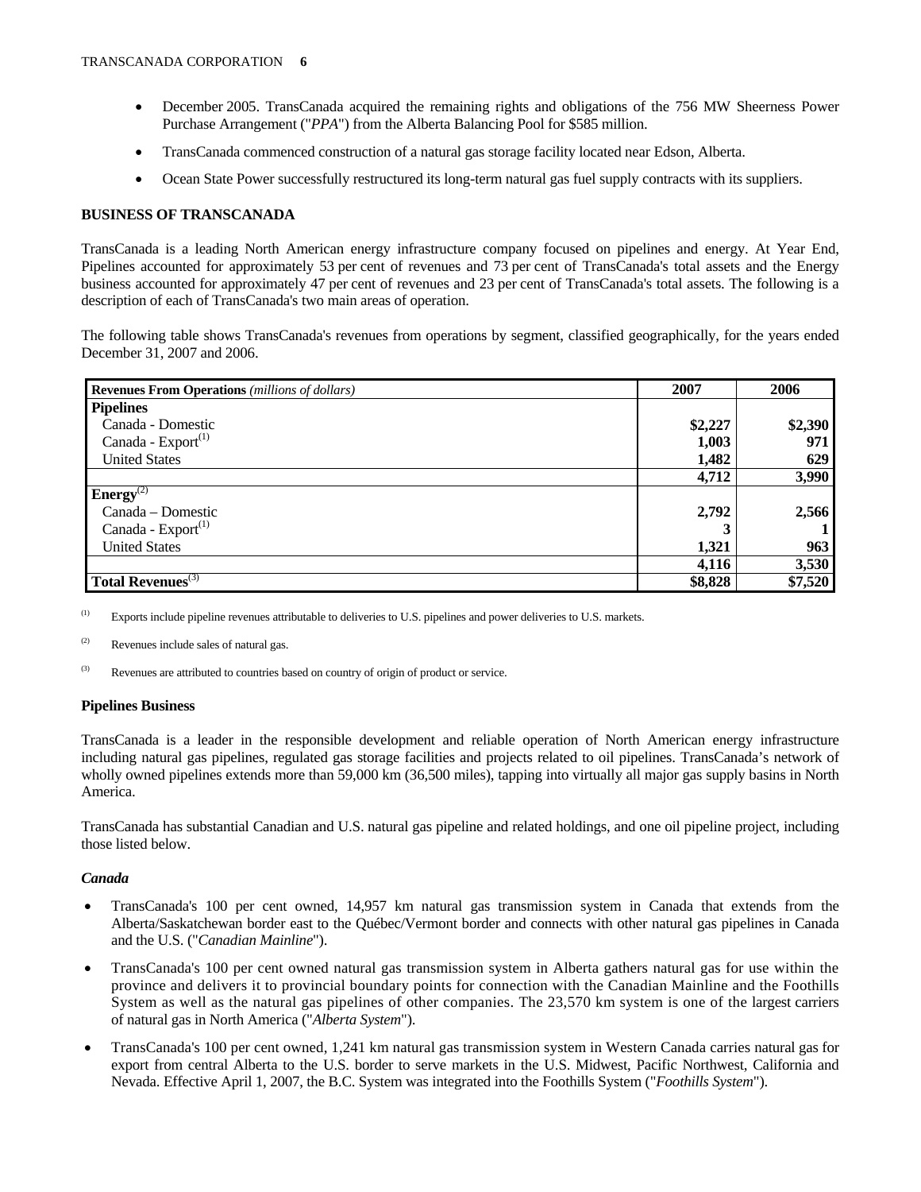- December 2005. TransCanada acquired the remaining rights and obligations of the 756 MW Sheerness Power Purchase Arrangement ("*PPA*") from the Alberta Balancing Pool for $585 million.
- TransCanada commenced construction of a natural gas storage facility located near Edson, Alberta.
- Ocean State Power successfully restructured its long-term natural gas fuel supply contracts with its suppliers.

**BUSINESS OF TRANSCANADA**

TransCanada is a leading North American energy infrastructure company focused on pipelines and energy. At Year End, Pipelines accounted for approximately 53 per cent of revenues and 73 per cent of TransCanada's total assets and the Energy business accounted for approximately 47 per cent of revenues and 23 per cent of TransCanada's total assets. The following is a description of each of TransCanada's two main areas of operation.

The following table shows TransCanada's revenues from operations by segment, classified geographically, for the years ended December 31, 2007 and 2006.

| **Revenues From Operations** *(millions of dollars)* | **2007** | **2006** |
|---|---|---|
| **Pipelines** | | |
| Canada - Domestic | **$2,227** | **$2,390** |
| Canada - Export[(1)] | **1,003** | **971** |
| United States | **1,482** | **629** |
| | **4,712** | **3,990** |
| **Energy**[(2)] | | |
| Canada – Domestic | **2,792** | **2,566** |
| Canada - Export[(1)] | **3** | **1** |
| United States | **1,321** | **963** |
| | **4,116** | **3,530** |
| **Total Revenues**[(3)] | **$8,828** | **$7,520** |

(1) Exports include pipeline revenues attributable to deliveries to U.S. pipelines and power deliveries to U.S. markets.

(2) Revenues include sales of natural gas.

(3) Revenues are attributed to countries based on country of origin of product or service.

**Pipelines Business**

TransCanada is a leader in the responsible development and reliable operation of North American energy infrastructure including natural gas pipelines, regulated gas storage facilities and projects related to oil pipelines. TransCanada's network of wholly owned pipelines extends more than 59,000 km (36,500 miles), tapping into virtually all major gas supply basins in North America.

TransCanada has substantial Canadian and U.S. natural gas pipeline and related holdings, and one oil pipeline project, including those listed below.

***Canada***

- TransCanada's 100 per cent owned, 14,957 km natural gas transmission system in Canada that extends from the Alberta/Saskatchewan border east to the Québec/Vermont border and connects with other natural gas pipelines in Canada and the U.S. ("*Canadian Mainline*").
- TransCanada's 100 per cent owned natural gas transmission system in Alberta gathers natural gas for use within the province and delivers it to provincial boundary points for connection with the Canadian Mainline and the Foothills System as well as the natural gas pipelines of other companies. The 23,570 km system is one of the largest carriers of natural gas in North America ("*Alberta System*").
- TransCanada's 100 per cent owned, 1,241 km natural gas transmission system in Western Canada carries natural gas for export from central Alberta to the U.S. border to serve markets in the U.S. Midwest, Pacific Northwest, California and Nevada. Effective April 1, 2007, the B.C. System was integrated into the Foothills System ("*Foothills System*").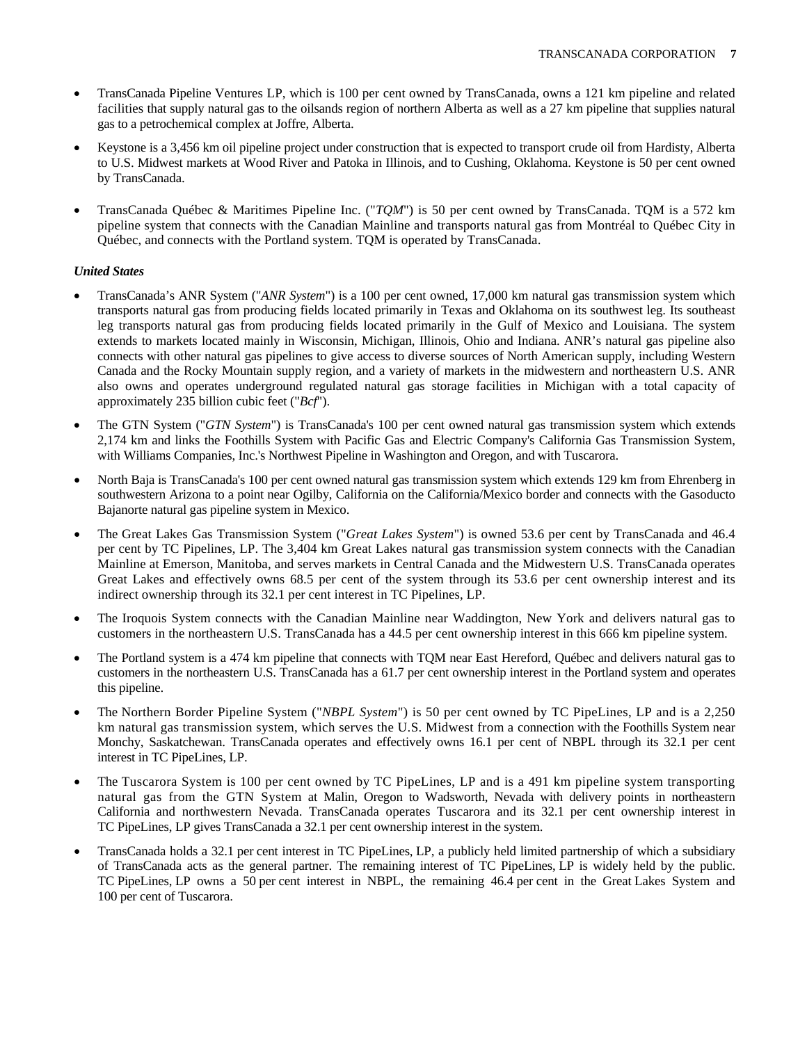- TransCanada Pipeline Ventures LP, which is 100 per cent owned by TransCanada, owns a 121 km pipeline and related facilities that supply natural gas to the oilsands region of northern Alberta as well as a 27 km pipeline that supplies natural gas to a petrochemical complex at Joffre, Alberta.

- Keystone is a 3,456 km oil pipeline project under construction that is expected to transport crude oil from Hardisty, Alberta to U.S. Midwest markets at Wood River and Patoka in Illinois, and to Cushing, Oklahoma. Keystone is 50 per cent owned by TransCanada.

- TransCanada Québec & Maritimes Pipeline Inc. ("*TQM*") is 50 per cent owned by TransCanada. TQM is a 572 km pipeline system that connects with the Canadian Mainline and transports natural gas from Montréal to Québec City in Québec, and connects with the Portland system. TQM is operated by TransCanada.

***United States***

- TransCanada's ANR System ("*ANR System*") is a 100 per cent owned, 17,000 km natural gas transmission system which transports natural gas from producing fields located primarily in Texas and Oklahoma on its southwest leg. Its southeast leg transports natural gas from producing fields located primarily in the Gulf of Mexico and Louisiana. The system extends to markets located mainly in Wisconsin, Michigan, Illinois, Ohio and Indiana. ANR's natural gas pipeline also connects with other natural gas pipelines to give access to diverse sources of North American supply, including Western Canada and the Rocky Mountain supply region, and a variety of markets in the midwestern and northeastern U.S. ANR also owns and operates underground regulated natural gas storage facilities in Michigan with a total capacity of approximately 235 billion cubic feet ("*Bcf*").

- The GTN System ("*GTN System*") is TransCanada's 100 per cent owned natural gas transmission system which extends 2,174 km and links the Foothills System with Pacific Gas and Electric Company's California Gas Transmission System, with Williams Companies, Inc.'s Northwest Pipeline in Washington and Oregon, and with Tuscarora.

- North Baja is TransCanada's 100 per cent owned natural gas transmission system which extends 129 km from Ehrenberg in southwestern Arizona to a point near Ogilby, California on the California/Mexico border and connects with the Gasoducto Bajanorte natural gas pipeline system in Mexico.

- The Great Lakes Gas Transmission System ("*Great Lakes System*") is owned 53.6 per cent by TransCanada and 46.4 per cent by TC Pipelines, LP. The 3,404 km Great Lakes natural gas transmission system connects with the Canadian Mainline at Emerson, Manitoba, and serves markets in Central Canada and the Midwestern U.S. TransCanada operates Great Lakes and effectively owns 68.5 per cent of the system through its 53.6 per cent ownership interest and its indirect ownership through its 32.1 per cent interest in TC Pipelines, LP.

- The Iroquois System connects with the Canadian Mainline near Waddington, New York and delivers natural gas to customers in the northeastern U.S. TransCanada has a 44.5 per cent ownership interest in this 666 km pipeline system.

- The Portland system is a 474 km pipeline that connects with TQM near East Hereford, Québec and delivers natural gas to customers in the northeastern U.S. TransCanada has a 61.7 per cent ownership interest in the Portland system and operates this pipeline.

- The Northern Border Pipeline System ("*NBPL System*") is 50 per cent owned by TC PipeLines, LP and is a 2,250 km natural gas transmission system, which serves the U.S. Midwest from a connection with the Foothills System near Monchy, Saskatchewan. TransCanada operates and effectively owns 16.1 per cent of NBPL through its 32.1 per cent interest in TC PipeLines, LP.

- The Tuscarora System is 100 per cent owned by TC PipeLines, LP and is a 491 km pipeline system transporting natural gas from the GTN System at Malin, Oregon to Wadsworth, Nevada with delivery points in northeastern California and northwestern Nevada. TransCanada operates Tuscarora and its 32.1 per cent ownership interest in TC PipeLines, LP gives TransCanada a 32.1 per cent ownership interest in the system.

- TransCanada holds a 32.1 per cent interest in TC PipeLines, LP, a publicly held limited partnership of which a subsidiary of TransCanada acts as the general partner. The remaining interest of TC PipeLines, LP is widely held by the public. TC PipeLines, LP owns a 50 per cent interest in NBPL, the remaining 46.4 per cent in the Great Lakes System and 100 per cent of Tuscarora.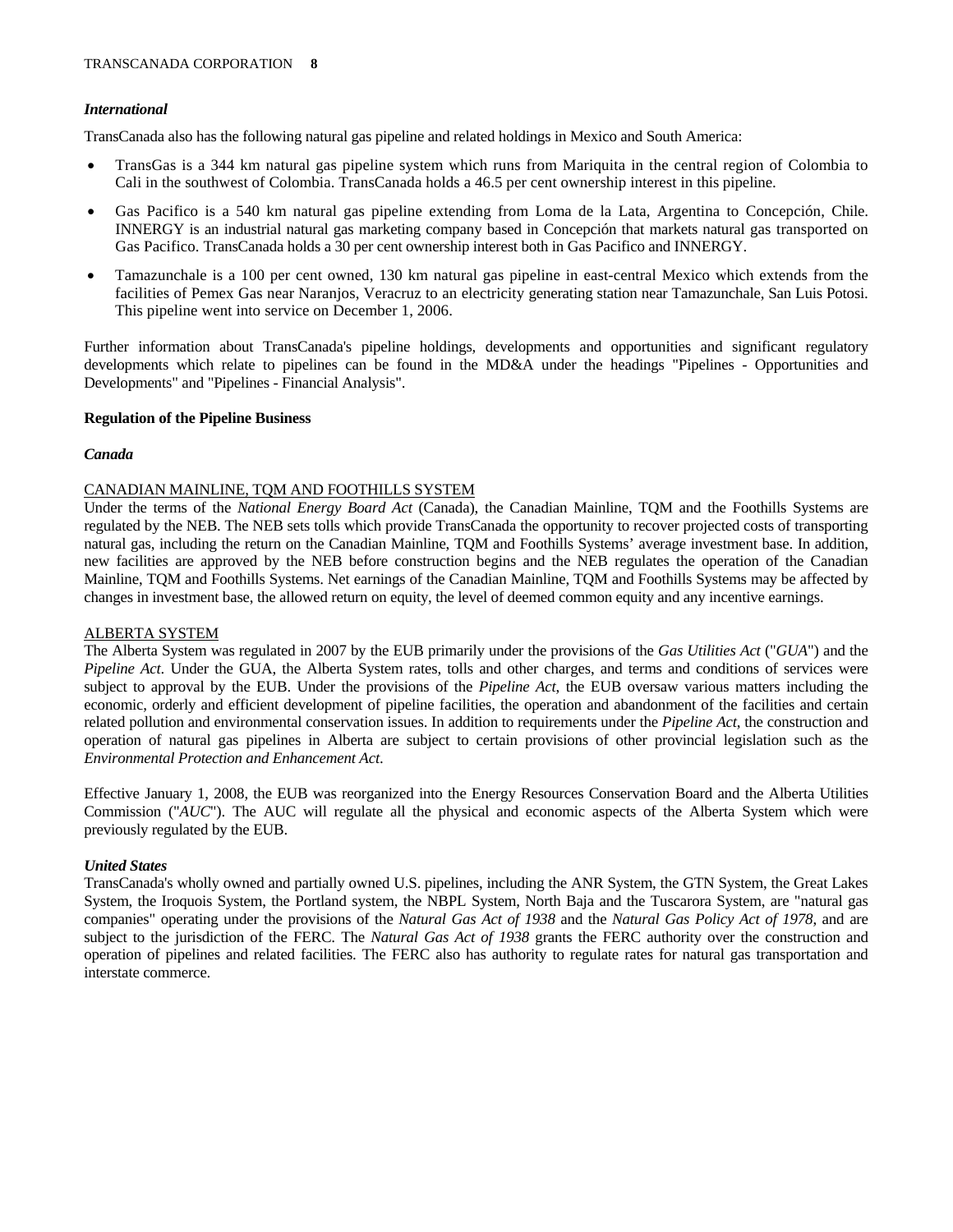### *International*

TransCanada also has the following natural gas pipeline and related holdings in Mexico and South America:

- TransGas is a 344 km natural gas pipeline system which runs from Mariquita in the central region of Colombia to Cali in the southwest of Colombia. TransCanada holds a 46.5 per cent ownership interest in this pipeline.
- Gas Pacifico is a 540 km natural gas pipeline extending from Loma de la Lata, Argentina to Concepción, Chile. INNERGY is an industrial natural gas marketing company based in Concepción that markets natural gas transported on Gas Pacifico. TransCanada holds a 30 per cent ownership interest both in Gas Pacifico and INNERGY.
- Tamazunchale is a 100 per cent owned, 130 km natural gas pipeline in east-central Mexico which extends from the facilities of Pemex Gas near Naranjos, Veracruz to an electricity generating station near Tamazunchale, San Luis Potosi. This pipeline went into service on December 1, 2006.

Further information about TransCanada's pipeline holdings, developments and opportunities and significant regulatory developments which relate to pipelines can be found in the MD&A under the headings "Pipelines - Opportunities and Developments" and "Pipelines - Financial Analysis".

## Regulation of the Pipeline Business

### *Canada*

CANADIAN MAINLINE, TQM AND FOOTHILLS SYSTEM

Under the terms of the *National Energy Board Act* (Canada), the Canadian Mainline, TQM and the Foothills Systems are regulated by the NEB. The NEB sets tolls which provide TransCanada the opportunity to recover projected costs of transporting natural gas, including the return on the Canadian Mainline, TQM and Foothills Systems' average investment base. In addition, new facilities are approved by the NEB before construction begins and the NEB regulates the operation of the Canadian Mainline, TQM and Foothills Systems. Net earnings of the Canadian Mainline, TQM and Foothills Systems may be affected by changes in investment base, the allowed return on equity, the level of deemed common equity and any incentive earnings.

ALBERTA SYSTEM

The Alberta System was regulated in 2007 by the EUB primarily under the provisions of the *Gas Utilities Act* ("*GUA*") and the *Pipeline Act*. Under the GUA, the Alberta System rates, tolls and other charges, and terms and conditions of services were subject to approval by the EUB. Under the provisions of the *Pipeline Act*, the EUB oversaw various matters including the economic, orderly and efficient development of pipeline facilities, the operation and abandonment of the facilities and certain related pollution and environmental conservation issues. In addition to requirements under the *Pipeline Act*, the construction and operation of natural gas pipelines in Alberta are subject to certain provisions of other provincial legislation such as the *Environmental Protection and Enhancement Act*.

Effective January 1, 2008, the EUB was reorganized into the Energy Resources Conservation Board and the Alberta Utilities Commission ("*AUC*"). The AUC will regulate all the physical and economic aspects of the Alberta System which were previously regulated by the EUB.

### *United States*

TransCanada's wholly owned and partially owned U.S. pipelines, including the ANR System, the GTN System, the Great Lakes System, the Iroquois System, the Portland system, the NBPL System, North Baja and the Tuscarora System, are "natural gas companies" operating under the provisions of the *Natural Gas Act of 1938* and the *Natural Gas Policy Act of 1978*, and are subject to the jurisdiction of the FERC. The *Natural Gas Act of 1938* grants the FERC authority over the construction and operation of pipelines and related facilities. The FERC also has authority to regulate rates for natural gas transportation and interstate commerce.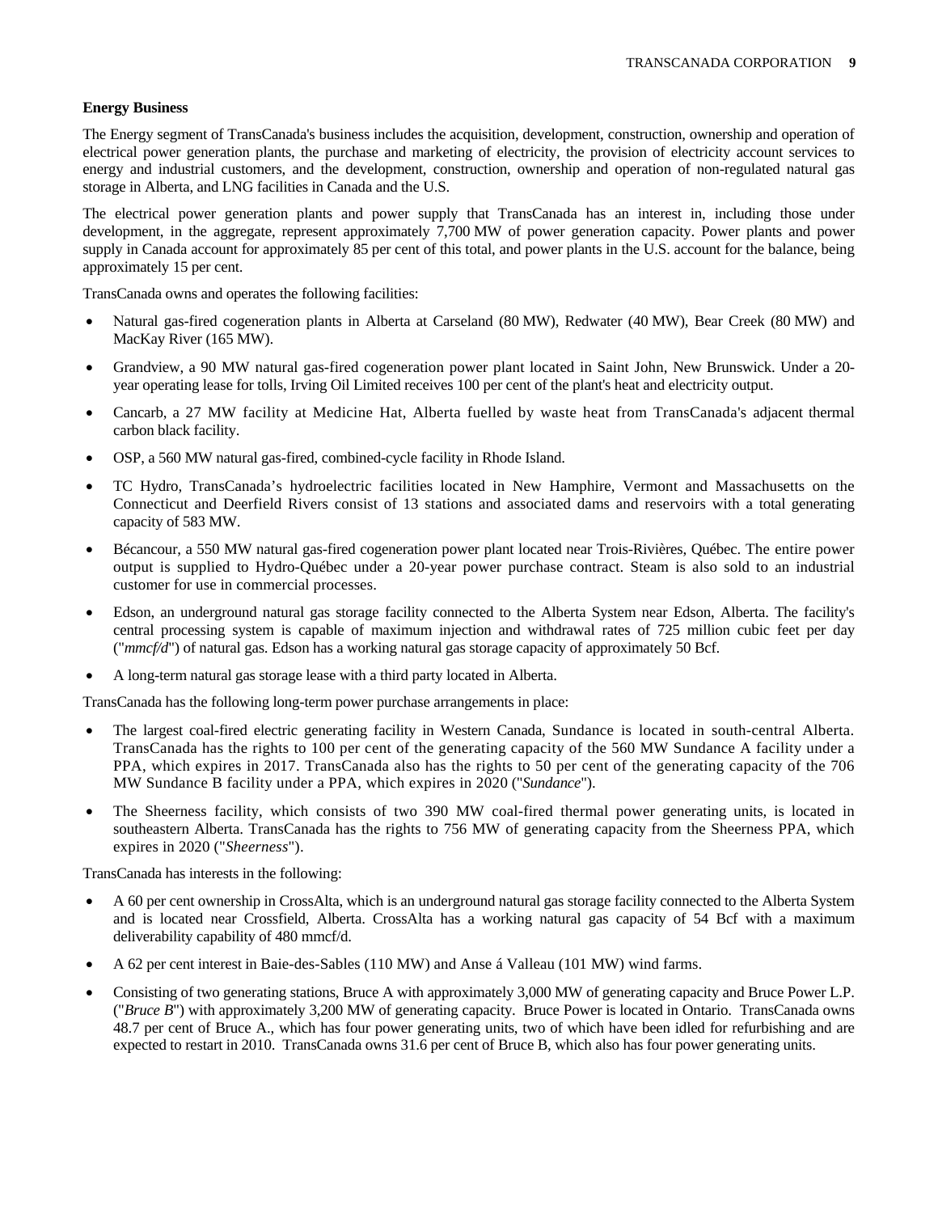**Energy Business**

The Energy segment of TransCanada's business includes the acquisition, development, construction, ownership and operation of electrical power generation plants, the purchase and marketing of electricity, the provision of electricity account services to energy and industrial customers, and the development, construction, ownership and operation of non-regulated natural gas storage in Alberta, and LNG facilities in Canada and the U.S.

The electrical power generation plants and power supply that TransCanada has an interest in, including those under development, in the aggregate, represent approximately 7,700 MW of power generation capacity. Power plants and power supply in Canada account for approximately 85 per cent of this total, and power plants in the U.S. account for the balance, being approximately 15 per cent.

TransCanada owns and operates the following facilities:

- Natural gas-fired cogeneration plants in Alberta at Carseland (80 MW), Redwater (40 MW), Bear Creek (80 MW) and MacKay River (165 MW).
- Grandview, a 90 MW natural gas-fired cogeneration power plant located in Saint John, New Brunswick. Under a 20-year operating lease for tolls, Irving Oil Limited receives 100 per cent of the plant's heat and electricity output.
- Cancarb, a 27 MW facility at Medicine Hat, Alberta fuelled by waste heat from TransCanada's adjacent thermal carbon black facility.
- OSP, a 560 MW natural gas-fired, combined-cycle facility in Rhode Island.
- TC Hydro, TransCanada's hydroelectric facilities located in New Hamphire, Vermont and Massachusetts on the Connecticut and Deerfield Rivers consist of 13 stations and associated dams and reservoirs with a total generating capacity of 583 MW.
- Bécancour, a 550 MW natural gas-fired cogeneration power plant located near Trois-Rivières, Québec. The entire power output is supplied to Hydro-Québec under a 20-year power purchase contract. Steam is also sold to an industrial customer for use in commercial processes.
- Edson, an underground natural gas storage facility connected to the Alberta System near Edson, Alberta. The facility's central processing system is capable of maximum injection and withdrawal rates of 725 million cubic feet per day ("*mmcf/d*") of natural gas. Edson has a working natural gas storage capacity of approximately 50 Bcf.
- A long-term natural gas storage lease with a third party located in Alberta.

TransCanada has the following long-term power purchase arrangements in place:

- The largest coal-fired electric generating facility in Western Canada, Sundance is located in south-central Alberta. TransCanada has the rights to 100 per cent of the generating capacity of the 560 MW Sundance A facility under a PPA, which expires in 2017. TransCanada also has the rights to 50 per cent of the generating capacity of the 706 MW Sundance B facility under a PPA, which expires in 2020 ("*Sundance*").
- The Sheerness facility, which consists of two 390 MW coal-fired thermal power generating units, is located in southeastern Alberta. TransCanada has the rights to 756 MW of generating capacity from the Sheerness PPA, which expires in 2020 ("*Sheerness*").

TransCanada has interests in the following:

- A 60 per cent ownership in CrossAlta, which is an underground natural gas storage facility connected to the Alberta System and is located near Crossfield, Alberta. CrossAlta has a working natural gas capacity of 54 Bcf with a maximum deliverability capability of 480 mmcf/d.
- A 62 per cent interest in Baie-des-Sables (110 MW) and Anse á Valleau (101 MW) wind farms.
- Consisting of two generating stations, Bruce A with approximately 3,000 MW of generating capacity and Bruce Power L.P. ("*Bruce B*") with approximately 3,200 MW of generating capacity. Bruce Power is located in Ontario. TransCanada owns 48.7 per cent of Bruce A., which has four power generating units, two of which have been idled for refurbishing and are expected to restart in 2010. TransCanada owns 31.6 per cent of Bruce B, which also has four power generating units.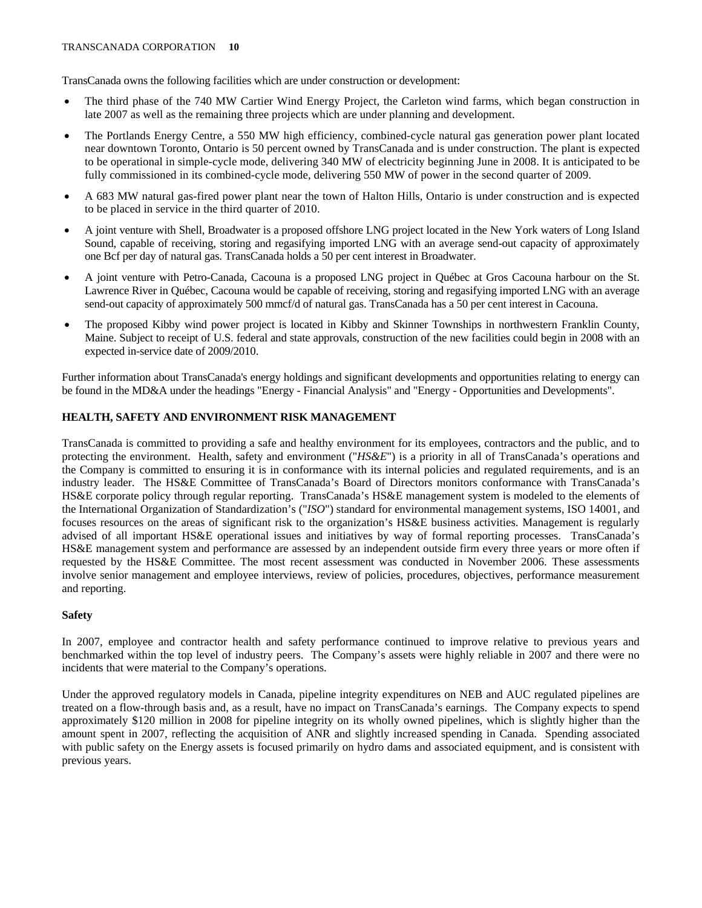TransCanada owns the following facilities which are under construction or development:

- The third phase of the 740 MW Cartier Wind Energy Project, the Carleton wind farms, which began construction in late 2007 as well as the remaining three projects which are under planning and development.
- The Portlands Energy Centre, a 550 MW high efficiency, combined-cycle natural gas generation power plant located near downtown Toronto, Ontario is 50 percent owned by TransCanada and is under construction. The plant is expected to be operational in simple-cycle mode, delivering 340 MW of electricity beginning June in 2008. It is anticipated to be fully commissioned in its combined-cycle mode, delivering 550 MW of power in the second quarter of 2009.
- A 683 MW natural gas-fired power plant near the town of Halton Hills, Ontario is under construction and is expected to be placed in service in the third quarter of 2010.
- A joint venture with Shell, Broadwater is a proposed offshore LNG project located in the New York waters of Long Island Sound, capable of receiving, storing and regasifying imported LNG with an average send-out capacity of approximately one Bcf per day of natural gas. TransCanada holds a 50 per cent interest in Broadwater.
- A joint venture with Petro-Canada, Cacouna is a proposed LNG project in Québec at Gros Cacouna harbour on the St. Lawrence River in Québec, Cacouna would be capable of receiving, storing and regasifying imported LNG with an average send-out capacity of approximately 500 mmcf/d of natural gas. TransCanada has a 50 per cent interest in Cacouna.
- The proposed Kibby wind power project is located in Kibby and Skinner Townships in northwestern Franklin County, Maine. Subject to receipt of U.S. federal and state approvals, construction of the new facilities could begin in 2008 with an expected in-service date of 2009/2010.

Further information about TransCanada's energy holdings and significant developments and opportunities relating to energy can be found in the MD&A under the headings "Energy - Financial Analysis" and "Energy - Opportunities and Developments".

## HEALTH, SAFETY AND ENVIRONMENT RISK MANAGEMENT

TransCanada is committed to providing a safe and healthy environment for its employees, contractors and the public, and to protecting the environment. Health, safety and environment ("*HS&E*") is a priority in all of TransCanada's operations and the Company is committed to ensuring it is in conformance with its internal policies and regulated requirements, and is an industry leader. The HS&E Committee of TransCanada's Board of Directors monitors conformance with TransCanada's HS&E corporate policy through regular reporting. TransCanada's HS&E management system is modeled to the elements of the International Organization of Standardization's ("*ISO*") standard for environmental management systems, ISO 14001, and focuses resources on the areas of significant risk to the organization's HS&E business activities. Management is regularly advised of all important HS&E operational issues and initiatives by way of formal reporting processes. TransCanada's HS&E management system and performance are assessed by an independent outside firm every three years or more often if requested by the HS&E Committee. The most recent assessment was conducted in November 2006. These assessments involve senior management and employee interviews, review of policies, procedures, objectives, performance measurement and reporting.

### Safety

In 2007, employee and contractor health and safety performance continued to improve relative to previous years and benchmarked within the top level of industry peers. The Company's assets were highly reliable in 2007 and there were no incidents that were material to the Company's operations.

Under the approved regulatory models in Canada, pipeline integrity expenditures on NEB and AUC regulated pipelines are treated on a flow-through basis and, as a result, have no impact on TransCanada's earnings. The Company expects to spend approximately $120 million in 2008 for pipeline integrity on its wholly owned pipelines, which is slightly higher than the amount spent in 2007, reflecting the acquisition of ANR and slightly increased spending in Canada. Spending associated with public safety on the Energy assets is focused primarily on hydro dams and associated equipment, and is consistent with previous years.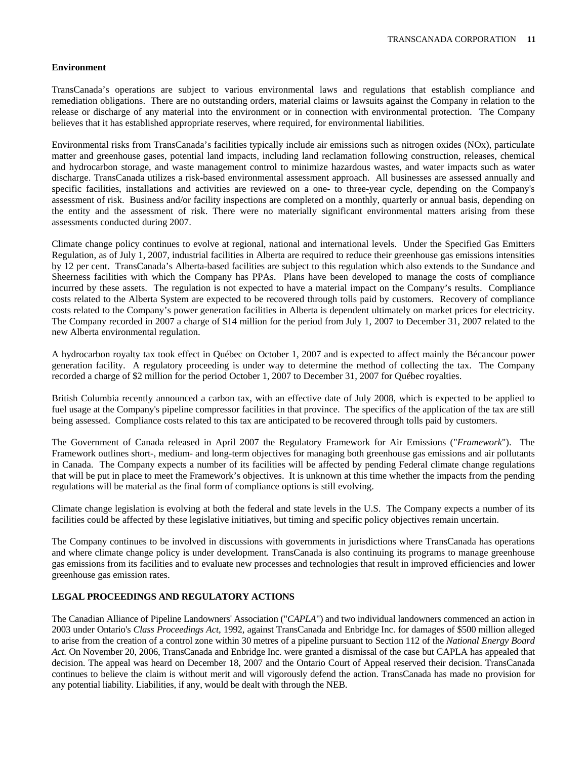### Environment

TransCanada's operations are subject to various environmental laws and regulations that establish compliance and remediation obligations. There are no outstanding orders, material claims or lawsuits against the Company in relation to the release or discharge of any material into the environment or in connection with environmental protection. The Company believes that it has established appropriate reserves, where required, for environmental liabilities.

Environmental risks from TransCanada's facilities typically include air emissions such as nitrogen oxides (NOx), particulate matter and greenhouse gases, potential land impacts, including land reclamation following construction, releases, chemical and hydrocarbon storage, and waste management control to minimize hazardous wastes, and water impacts such as water discharge. TransCanada utilizes a risk-based environmental assessment approach. All businesses are assessed annually and specific facilities, installations and activities are reviewed on a one- to three-year cycle, depending on the Company's assessment of risk. Business and/or facility inspections are completed on a monthly, quarterly or annual basis, depending on the entity and the assessment of risk. There were no materially significant environmental matters arising from these assessments conducted during 2007.

Climate change policy continues to evolve at regional, national and international levels. Under the Specified Gas Emitters Regulation, as of July 1, 2007, industrial facilities in Alberta are required to reduce their greenhouse gas emissions intensities by 12 per cent. TransCanada's Alberta-based facilities are subject to this regulation which also extends to the Sundance and Sheerness facilities with which the Company has PPAs. Plans have been developed to manage the costs of compliance incurred by these assets. The regulation is not expected to have a material impact on the Company's results. Compliance costs related to the Alberta System are expected to be recovered through tolls paid by customers. Recovery of compliance costs related to the Company's power generation facilities in Alberta is dependent ultimately on market prices for electricity. The Company recorded in 2007 a charge of $14 million for the period from July 1, 2007 to December 31, 2007 related to the new Alberta environmental regulation.

A hydrocarbon royalty tax took effect in Québec on October 1, 2007 and is expected to affect mainly the Bécancour power generation facility. A regulatory proceeding is under way to determine the method of collecting the tax. The Company recorded a charge of $2 million for the period October 1, 2007 to December 31, 2007 for Québec royalties.

British Columbia recently announced a carbon tax, with an effective date of July 2008, which is expected to be applied to fuel usage at the Company's pipeline compressor facilities in that province. The specifics of the application of the tax are still being assessed. Compliance costs related to this tax are anticipated to be recovered through tolls paid by customers.

The Government of Canada released in April 2007 the Regulatory Framework for Air Emissions ("*Framework*"). The Framework outlines short-, medium- and long-term objectives for managing both greenhouse gas emissions and air pollutants in Canada. The Company expects a number of its facilities will be affected by pending Federal climate change regulations that will be put in place to meet the Framework's objectives. It is unknown at this time whether the impacts from the pending regulations will be material as the final form of compliance options is still evolving.

Climate change legislation is evolving at both the federal and state levels in the U.S. The Company expects a number of its facilities could be affected by these legislative initiatives, but timing and specific policy objectives remain uncertain.

The Company continues to be involved in discussions with governments in jurisdictions where TransCanada has operations and where climate change policy is under development. TransCanada is also continuing its programs to manage greenhouse gas emissions from its facilities and to evaluate new processes and technologies that result in improved efficiencies and lower greenhouse gas emission rates.

## LEGAL PROCEEDINGS AND REGULATORY ACTIONS

The Canadian Alliance of Pipeline Landowners' Association ("*CAPLA*") and two individual landowners commenced an action in 2003 under Ontario's *Class Proceedings Act*, 1992, against TransCanada and Enbridge Inc. for damages of $500 million alleged to arise from the creation of a control zone within 30 metres of a pipeline pursuant to Section 112 of the *National Energy Board Act.* On November 20, 2006, TransCanada and Enbridge Inc. were granted a dismissal of the case but CAPLA has appealed that decision. The appeal was heard on December 18, 2007 and the Ontario Court of Appeal reserved their decision. TransCanada continues to believe the claim is without merit and will vigorously defend the action. TransCanada has made no provision for any potential liability. Liabilities, if any, would be dealt with through the NEB.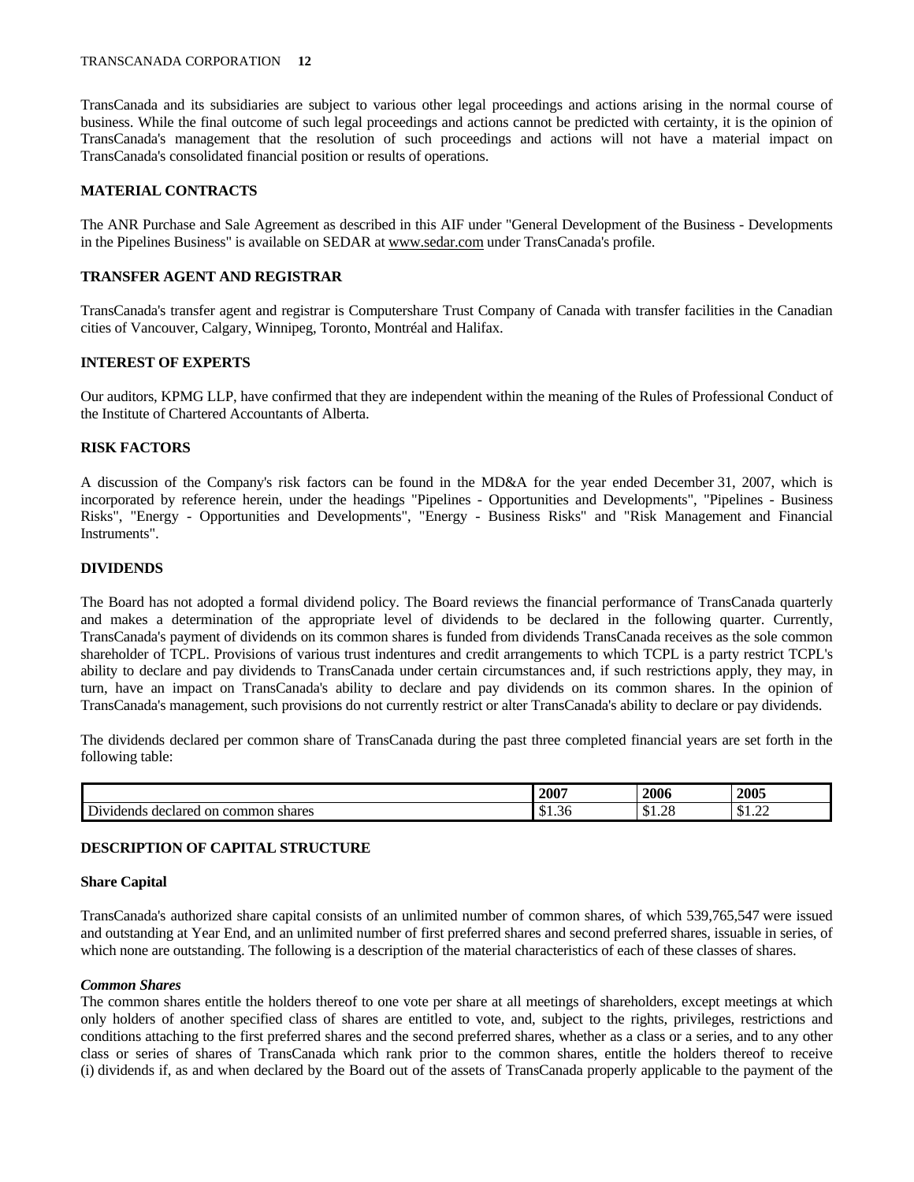TransCanada and its subsidiaries are subject to various other legal proceedings and actions arising in the normal course of business. While the final outcome of such legal proceedings and actions cannot be predicted with certainty, it is the opinion of TransCanada's management that the resolution of such proceedings and actions will not have a material impact on TransCanada's consolidated financial position or results of operations.

## MATERIAL CONTRACTS

The ANR Purchase and Sale Agreement as described in this AIF under "General Development of the Business - Developments in the Pipelines Business" is available on SEDAR at www.sedar.com under TransCanada's profile.

## TRANSFER AGENT AND REGISTRAR

TransCanada's transfer agent and registrar is Computershare Trust Company of Canada with transfer facilities in the Canadian cities of Vancouver, Calgary, Winnipeg, Toronto, Montréal and Halifax.

## INTEREST OF EXPERTS

Our auditors, KPMG LLP, have confirmed that they are independent within the meaning of the Rules of Professional Conduct of the Institute of Chartered Accountants of Alberta.

## RISK FACTORS

A discussion of the Company's risk factors can be found in the MD&A for the year ended December 31, 2007, which is incorporated by reference herein, under the headings "Pipelines - Opportunities and Developments", "Pipelines - Business Risks", "Energy - Opportunities and Developments", "Energy - Business Risks" and "Risk Management and Financial Instruments".

## DIVIDENDS

The Board has not adopted a formal dividend policy. The Board reviews the financial performance of TransCanada quarterly and makes a determination of the appropriate level of dividends to be declared in the following quarter. Currently, TransCanada's payment of dividends on its common shares is funded from dividends TransCanada receives as the sole common shareholder of TCPL. Provisions of various trust indentures and credit arrangements to which TCPL is a party restrict TCPL's ability to declare and pay dividends to TransCanada under certain circumstances and, if such restrictions apply, they may, in turn, have an impact on TransCanada's ability to declare and pay dividends on its common shares. In the opinion of TransCanada's management, such provisions do not currently restrict or alter TransCanada's ability to declare or pay dividends.

The dividends declared per common share of TransCanada during the past three completed financial years are set forth in the following table:

| | 2007 | 2006 | 2005 |
|---|---|---|---|
| Dividends declared on common shares | $1.36 | $1.28 | $1.22 |

## DESCRIPTION OF CAPITAL STRUCTURE

### Share Capital

TransCanada's authorized share capital consists of an unlimited number of common shares, of which 539,765,547 were issued and outstanding at Year End, and an unlimited number of first preferred shares and second preferred shares, issuable in series, of which none are outstanding. The following is a description of the material characteristics of each of these classes of shares.

***Common Shares***

The common shares entitle the holders thereof to one vote per share at all meetings of shareholders, except meetings at which only holders of another specified class of shares are entitled to vote, and, subject to the rights, privileges, restrictions and conditions attaching to the first preferred shares and the second preferred shares, whether as a class or a series, and to any other class or series of shares of TransCanada which rank prior to the common shares, entitle the holders thereof to receive (i) dividends if, as and when declared by the Board out of the assets of TransCanada properly applicable to the payment of the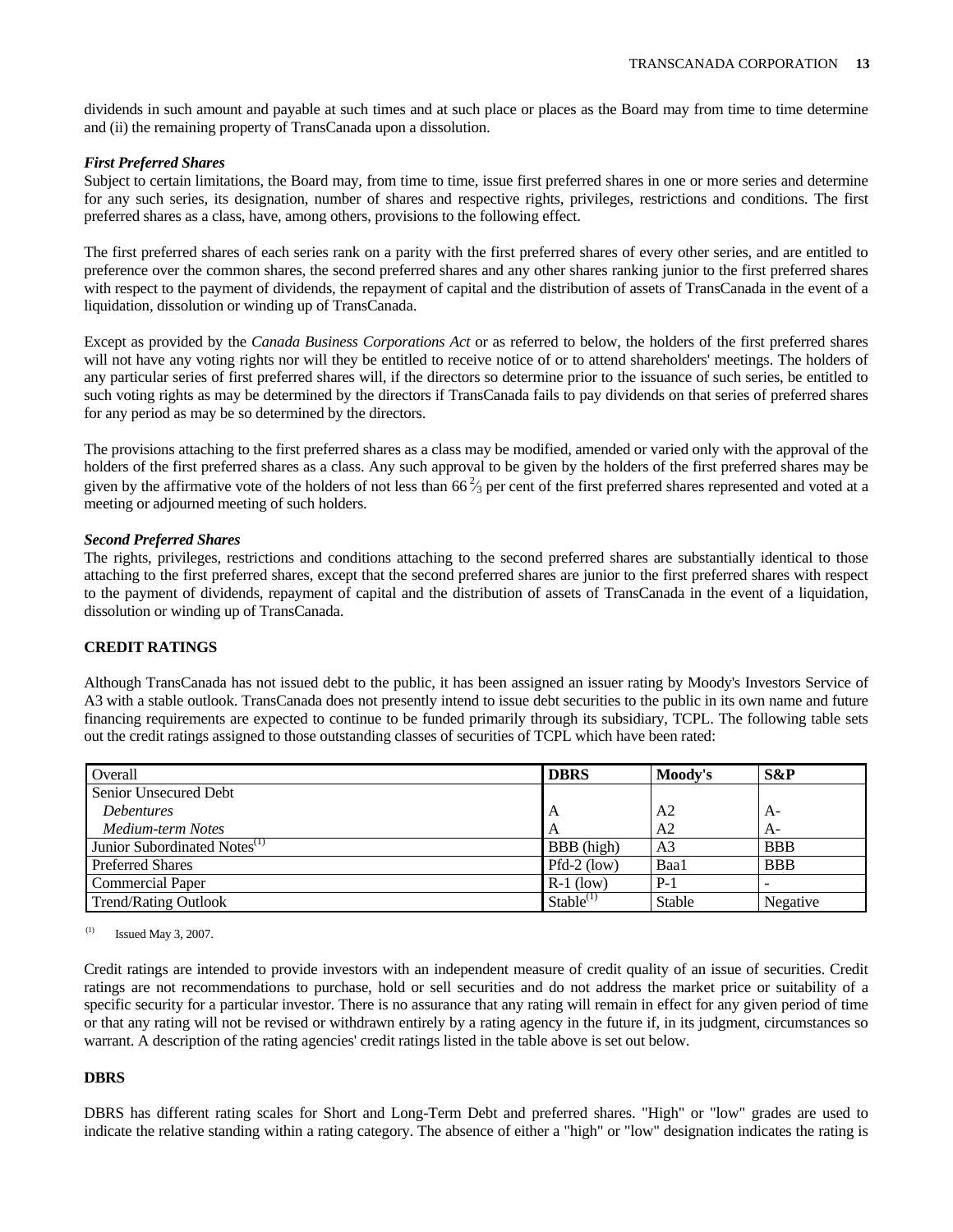dividends in such amount and payable at such times and at such place or places as the Board may from time to time determine and (ii) the remaining property of TransCanada upon a dissolution.

***First Preferred Shares***

Subject to certain limitations, the Board may, from time to time, issue first preferred shares in one or more series and determine for any such series, its designation, number of shares and respective rights, privileges, restrictions and conditions. The first preferred shares as a class, have, among others, provisions to the following effect.

The first preferred shares of each series rank on a parity with the first preferred shares of every other series, and are entitled to preference over the common shares, the second preferred shares and any other shares ranking junior to the first preferred shares with respect to the payment of dividends, the repayment of capital and the distribution of assets of TransCanada in the event of a liquidation, dissolution or winding up of TransCanada.

Except as provided by the *Canada Business Corporations Act* or as referred to below, the holders of the first preferred shares will not have any voting rights nor will they be entitled to receive notice of or to attend shareholders' meetings. The holders of any particular series of first preferred shares will, if the directors so determine prior to the issuance of such series, be entitled to such voting rights as may be determined by the directors if TransCanada fails to pay dividends on that series of preferred shares for any period as may be so determined by the directors.

The provisions attaching to the first preferred shares as a class may be modified, amended or varied only with the approval of the holders of the first preferred shares as a class. Any such approval to be given by the holders of the first preferred shares may be given by the affirmative vote of the holders of not less than 66⅔ per cent of the first preferred shares represented and voted at a meeting or adjourned meeting of such holders.

***Second Preferred Shares***

The rights, privileges, restrictions and conditions attaching to the second preferred shares are substantially identical to those attaching to the first preferred shares, except that the second preferred shares are junior to the first preferred shares with respect to the payment of dividends, repayment of capital and the distribution of assets of TransCanada in the event of a liquidation, dissolution or winding up of TransCanada.

## CREDIT RATINGS

Although TransCanada has not issued debt to the public, it has been assigned an issuer rating by Moody's Investors Service of A3 with a stable outlook. TransCanada does not presently intend to issue debt securities to the public in its own name and future financing requirements are expected to continue to be funded primarily through its subsidiary, TCPL. The following table sets out the credit ratings assigned to those outstanding classes of securities of TCPL which have been rated:

| Overall | **DBRS** | **Moody's** | **S&P** |
|---|---|---|---|
| Senior Unsecured Debt | | | |
| *Debentures* | A | A2 | A- |
| *Medium-term Notes* | A | A2 | A- |
| Junior Subordinated Notes[1] | BBB (high) | A3 | BBB |
| Preferred Shares | Pfd-2 (low) | Baa1 | BBB |
| Commercial Paper | R-1 (low) | P-1 | - |
| Trend/Rating Outlook | Stable[1] | Stable | Negative |

[1] Issued May 3, 2007.

Credit ratings are intended to provide investors with an independent measure of credit quality of an issue of securities. Credit ratings are not recommendations to purchase, hold or sell securities and do not address the market price or suitability of a specific security for a particular investor. There is no assurance that any rating will remain in effect for any given period of time or that any rating will not be revised or withdrawn entirely by a rating agency in the future if, in its judgment, circumstances so warrant. A description of the rating agencies' credit ratings listed in the table above is set out below.

### DBRS

DBRS has different rating scales for Short and Long-Term Debt and preferred shares. "High" or "low" grades are used to indicate the relative standing within a rating category. The absence of either a "high" or "low" designation indicates the rating is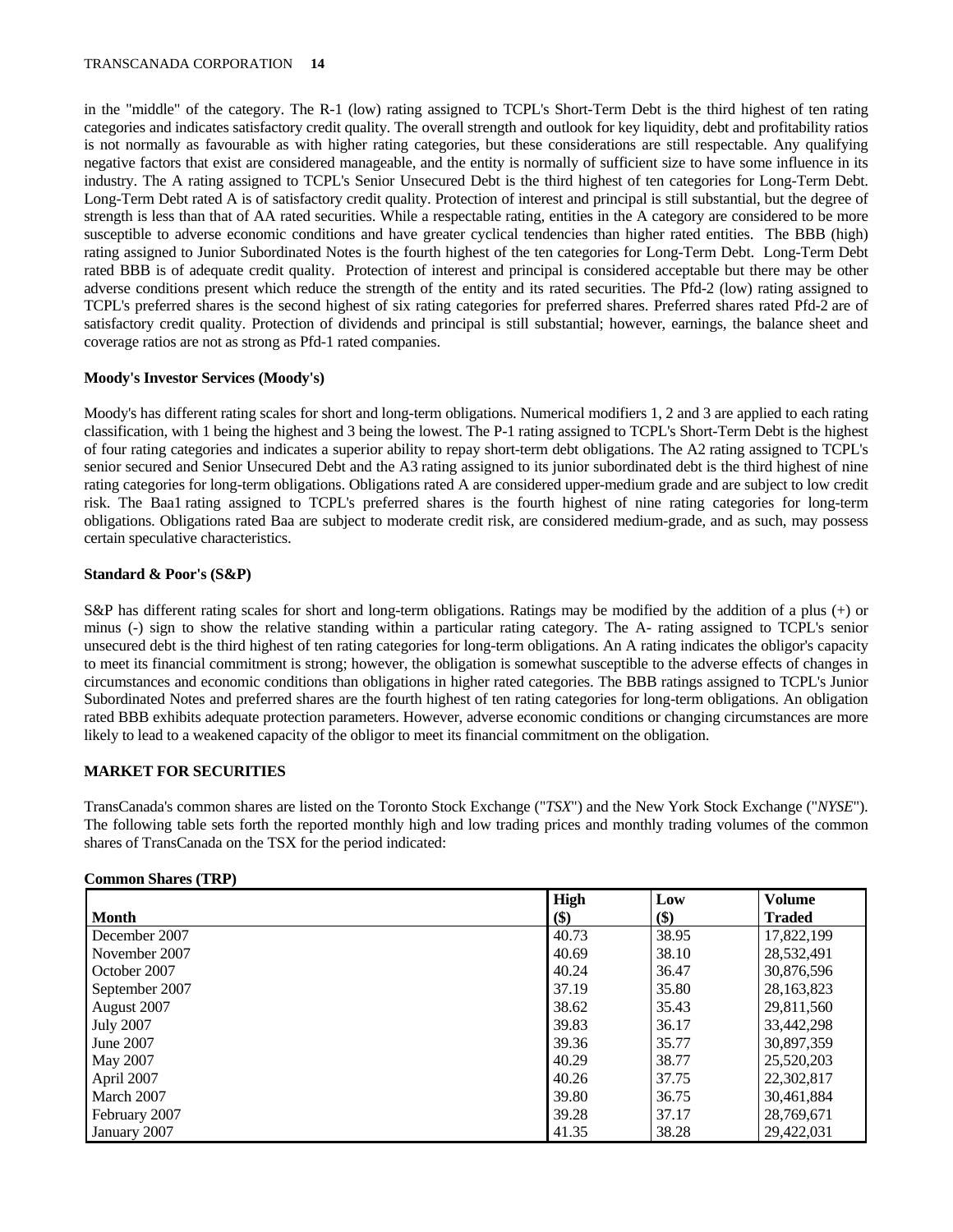in the "middle" of the category. The R-1 (low) rating assigned to TCPL's Short-Term Debt is the third highest of ten rating categories and indicates satisfactory credit quality. The overall strength and outlook for key liquidity, debt and profitability ratios is not normally as favourable as with higher rating categories, but these considerations are still respectable. Any qualifying negative factors that exist are considered manageable, and the entity is normally of sufficient size to have some influence in its industry. The A rating assigned to TCPL's Senior Unsecured Debt is the third highest of ten categories for Long-Term Debt. Long-Term Debt rated A is of satisfactory credit quality. Protection of interest and principal is still substantial, but the degree of strength is less than that of AA rated securities. While a respectable rating, entities in the A category are considered to be more susceptible to adverse economic conditions and have greater cyclical tendencies than higher rated entities. The BBB (high) rating assigned to Junior Subordinated Notes is the fourth highest of the ten categories for Long-Term Debt. Long-Term Debt rated BBB is of adequate credit quality. Protection of interest and principal is considered acceptable but there may be other adverse conditions present which reduce the strength of the entity and its rated securities. The Pfd-2 (low) rating assigned to TCPL's preferred shares is the second highest of six rating categories for preferred shares. Preferred shares rated Pfd-2 are of satisfactory credit quality. Protection of dividends and principal is still substantial; however, earnings, the balance sheet and coverage ratios are not as strong as Pfd-1 rated companies.

**Moody's Investor Services (Moody's)**

Moody's has different rating scales for short and long-term obligations. Numerical modifiers 1, 2 and 3 are applied to each rating classification, with 1 being the highest and 3 being the lowest. The P-1 rating assigned to TCPL's Short-Term Debt is the highest of four rating categories and indicates a superior ability to repay short-term debt obligations. The A2 rating assigned to TCPL's senior secured and Senior Unsecured Debt and the A3 rating assigned to its junior subordinated debt is the third highest of nine rating categories for long-term obligations. Obligations rated A are considered upper-medium grade and are subject to low credit risk. The Baa1 rating assigned to TCPL's preferred shares is the fourth highest of nine rating categories for long-term obligations. Obligations rated Baa are subject to moderate credit risk, are considered medium-grade, and as such, may possess certain speculative characteristics.

**Standard & Poor's (S&P)**

S&P has different rating scales for short and long-term obligations. Ratings may be modified by the addition of a plus (+) or minus (-) sign to show the relative standing within a particular rating category. The A- rating assigned to TCPL's senior unsecured debt is the third highest of ten rating categories for long-term obligations. An A rating indicates the obligor's capacity to meet its financial commitment is strong; however, the obligation is somewhat susceptible to the adverse effects of changes in circumstances and economic conditions than obligations in higher rated categories. The BBB ratings assigned to TCPL's Junior Subordinated Notes and preferred shares are the fourth highest of ten rating categories for long-term obligations. An obligation rated BBB exhibits adequate protection parameters. However, adverse economic conditions or changing circumstances are more likely to lead to a weakened capacity of the obligor to meet its financial commitment on the obligation.

**MARKET FOR SECURITIES**

TransCanada's common shares are listed on the Toronto Stock Exchange ("*TSX*") and the New York Stock Exchange ("*NYSE*"). The following table sets forth the reported monthly high and low trading prices and monthly trading volumes of the common shares of TransCanada on the TSX for the period indicated:

**Common Shares (TRP)**

| Month | High ($) | Low ($) | Volume Traded |
|---|---|---|---|
| December 2007 | 40.73 | 38.95 | 17,822,199 |
| November 2007 | 40.69 | 38.10 | 28,532,491 |
| October 2007 | 40.24 | 36.47 | 30,876,596 |
| September 2007 | 37.19 | 35.80 | 28,163,823 |
| August 2007 | 38.62 | 35.43 | 29,811,560 |
| July 2007 | 39.83 | 36.17 | 33,442,298 |
| June 2007 | 39.36 | 35.77 | 30,897,359 |
| May 2007 | 40.29 | 38.77 | 25,520,203 |
| April 2007 | 40.26 | 37.75 | 22,302,817 |
| March 2007 | 39.80 | 36.75 | 30,461,884 |
| February 2007 | 39.28 | 37.17 | 28,769,671 |
| January 2007 | 41.35 | 38.28 | 29,422,031 |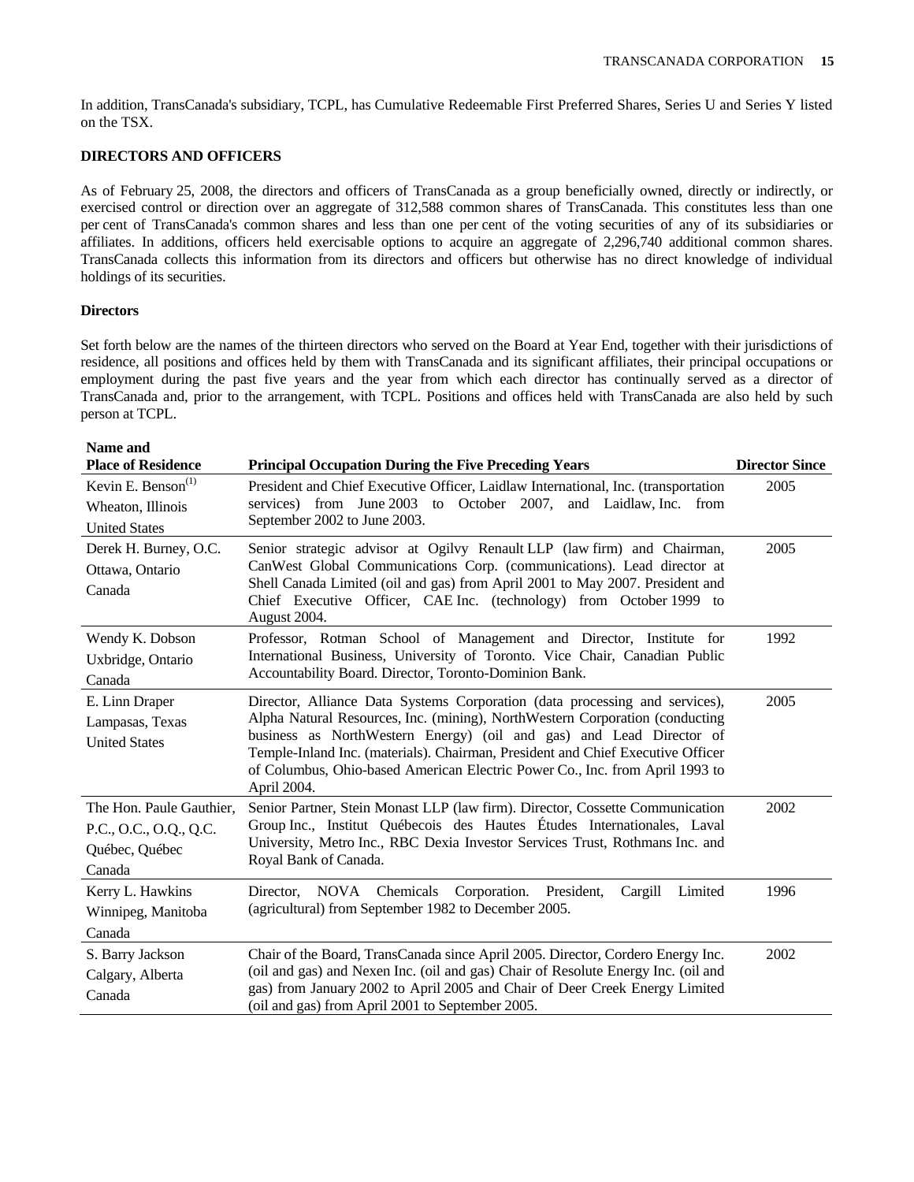In addition, TransCanada's subsidiary, TCPL, has Cumulative Redeemable First Preferred Shares, Series U and Series Y listed on the TSX.

**DIRECTORS AND OFFICERS**

As of February 25, 2008, the directors and officers of TransCanada as a group beneficially owned, directly or indirectly, or exercised control or direction over an aggregate of 312,588 common shares of TransCanada. This constitutes less than one per cent of TransCanada's common shares and less than one per cent of the voting securities of any of its subsidiaries or affiliates. In additions, officers held exercisable options to acquire an aggregate of 2,296,740 additional common shares. TransCanada collects this information from its directors and officers but otherwise has no direct knowledge of individual holdings of its securities.

**Directors**

Set forth below are the names of the thirteen directors who served on the Board at Year End, together with their jurisdictions of residence, all positions and offices held by them with TransCanada and its significant affiliates, their principal occupations or employment during the past five years and the year from which each director has continually served as a director of TransCanada and, prior to the arrangement, with TCPL. Positions and offices held with TransCanada are also held by such person at TCPL.

| Name and Place of Residence | Principal Occupation During the Five Preceding Years | Director Since |
|---|---|---|
| Kevin E. Benson[(1)] Wheaton, Illinois United States | President and Chief Executive Officer, Laidlaw International, Inc. (transportation services) from June 2003 to October 2007, and Laidlaw, Inc. from September 2002 to June 2003. | 2005 |
| Derek H. Burney, O.C. Ottawa, Ontario Canada | Senior strategic advisor at Ogilvy Renault LLP (law firm) and Chairman, CanWest Global Communications Corp. (communications). Lead director at Shell Canada Limited (oil and gas) from April 2001 to May 2007. President and Chief Executive Officer, CAE Inc. (technology) from October 1999 to August 2004. | 2005 |
| Wendy K. Dobson Uxbridge, Ontario Canada | Professor, Rotman School of Management and Director, Institute for International Business, University of Toronto. Vice Chair, Canadian Public Accountability Board. Director, Toronto-Dominion Bank. | 1992 |
| E. Linn Draper Lampasas, Texas United States | Director, Alliance Data Systems Corporation (data processing and services), Alpha Natural Resources, Inc. (mining), NorthWestern Corporation (conducting business as NorthWestern Energy) (oil and gas) and Lead Director of Temple-Inland Inc. (materials). Chairman, President and Chief Executive Officer of Columbus, Ohio-based American Electric Power Co., Inc. from April 1993 to April 2004. | 2005 |
| The Hon. Paule Gauthier, P.C., O.C., O.Q., Q.C. Québec, Québec Canada | Senior Partner, Stein Monast LLP (law firm). Director, Cossette Communication Group Inc., Institut Québecois des Hautes Études Internationales, Laval University, Metro Inc., RBC Dexia Investor Services Trust, Rothmans Inc. and Royal Bank of Canada. | 2002 |
| Kerry L. Hawkins Winnipeg, Manitoba Canada | Director, NOVA Chemicals Corporation. President, Cargill Limited (agricultural) from September 1982 to December 2005. | 1996 |
| S. Barry Jackson Calgary, Alberta Canada | Chair of the Board, TransCanada since April 2005. Director, Cordero Energy Inc. (oil and gas) and Nexen Inc. (oil and gas) Chair of Resolute Energy Inc. (oil and gas) from January 2002 to April 2005 and Chair of Deer Creek Energy Limited (oil and gas) from April 2001 to September 2005. | 2002 |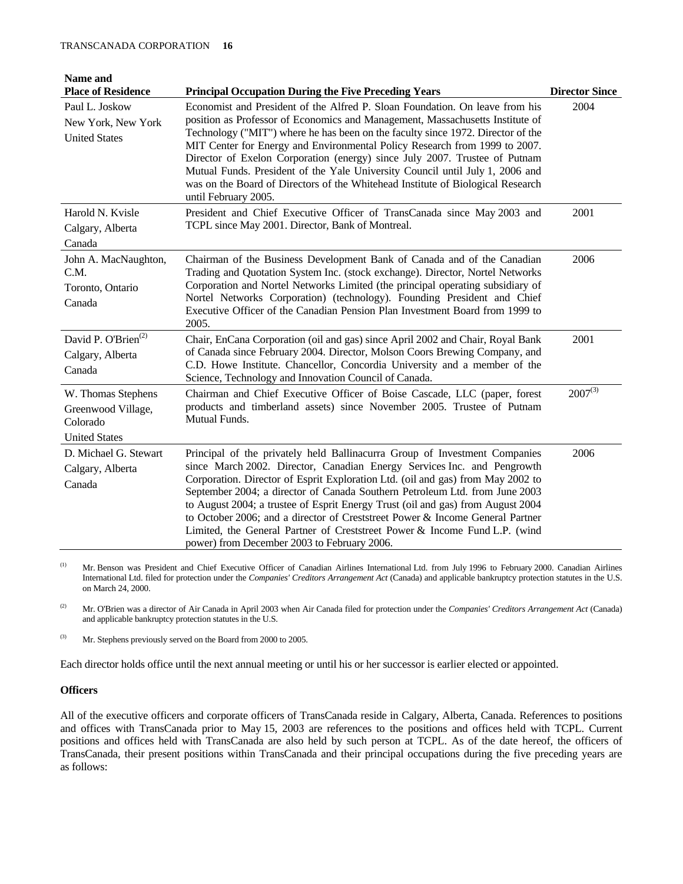| Name and Place of Residence | Principal Occupation During the Five Preceding Years | Director Since |
| --- | --- | --- |
| Paul L. Joskow<br>New York, New York<br>United States | Economist and President of the Alfred P. Sloan Foundation. On leave from his position as Professor of Economics and Management, Massachusetts Institute of Technology ("MIT") where he has been on the faculty since 1972. Director of the MIT Center for Energy and Environmental Policy Research from 1999 to 2007. Director of Exelon Corporation (energy) since July 2007. Trustee of Putnam Mutual Funds. President of the Yale University Council until July 1, 2006 and was on the Board of Directors of the Whitehead Institute of Biological Research until February 2005. | 2004 |
| Harold N. Kvisle<br>Calgary, Alberta<br>Canada | President and Chief Executive Officer of TransCanada since May 2003 and TCPL since May 2001. Director, Bank of Montreal. | 2001 |
| John A. MacNaughton, C.M.<br>Toronto, Ontario<br>Canada | Chairman of the Business Development Bank of Canada and of the Canadian Trading and Quotation System Inc. (stock exchange). Director, Nortel Networks Corporation and Nortel Networks Limited (the principal operating subsidiary of Nortel Networks Corporation) (technology). Founding President and Chief Executive Officer of the Canadian Pension Plan Investment Board from 1999 to 2005. | 2006 |
| David P. O'Brien[2]<br>Calgary, Alberta<br>Canada | Chair, EnCana Corporation (oil and gas) since April 2002 and Chair, Royal Bank of Canada since February 2004. Director, Molson Coors Brewing Company, and C.D. Howe Institute. Chancellor, Concordia University and a member of the Science, Technology and Innovation Council of Canada. | 2001 |
| W. Thomas Stephens<br>Greenwood Village, Colorado<br>United States | Chairman and Chief Executive Officer of Boise Cascade, LLC (paper, forest products and timberland assets) since November 2005. Trustee of Putnam Mutual Funds. | 2007[3] |
| D. Michael G. Stewart<br>Calgary, Alberta<br>Canada | Principal of the privately held Ballinacurra Group of Investment Companies since March 2002. Director, Canadian Energy Services Inc. and Pengrowth Corporation. Director of Esprit Exploration Ltd. (oil and gas) from May 2002 to September 2004; a director of Canada Southern Petroleum Ltd. from June 2003 to August 2004; a trustee of Esprit Energy Trust (oil and gas) from August 2004 to October 2006; and a director of Creststreet Power & Income General Partner Limited, the General Partner of Creststreet Power & Income Fund L.P. (wind power) from December 2003 to February 2006. | 2006 |

[1] Mr. Benson was President and Chief Executive Officer of Canadian Airlines International Ltd. from July 1996 to February 2000. Canadian Airlines International Ltd. filed for protection under the *Companies' Creditors Arrangement Act* (Canada) and applicable bankruptcy protection statutes in the U.S. on March 24, 2000.

[2] Mr. O'Brien was a director of Air Canada in April 2003 when Air Canada filed for protection under the *Companies' Creditors Arrangement Act* (Canada) and applicable bankruptcy protection statutes in the U.S.

[3] Mr. Stephens previously served on the Board from 2000 to 2005.

Each director holds office until the next annual meeting or until his or her successor is earlier elected or appointed.

**Officers**

All of the executive officers and corporate officers of TransCanada reside in Calgary, Alberta, Canada. References to positions and offices with TransCanada prior to May 15, 2003 are references to the positions and offices held with TCPL. Current positions and offices held with TransCanada are also held by such person at TCPL. As of the date hereof, the officers of TransCanada, their present positions within TransCanada and their principal occupations during the five preceding years are as follows: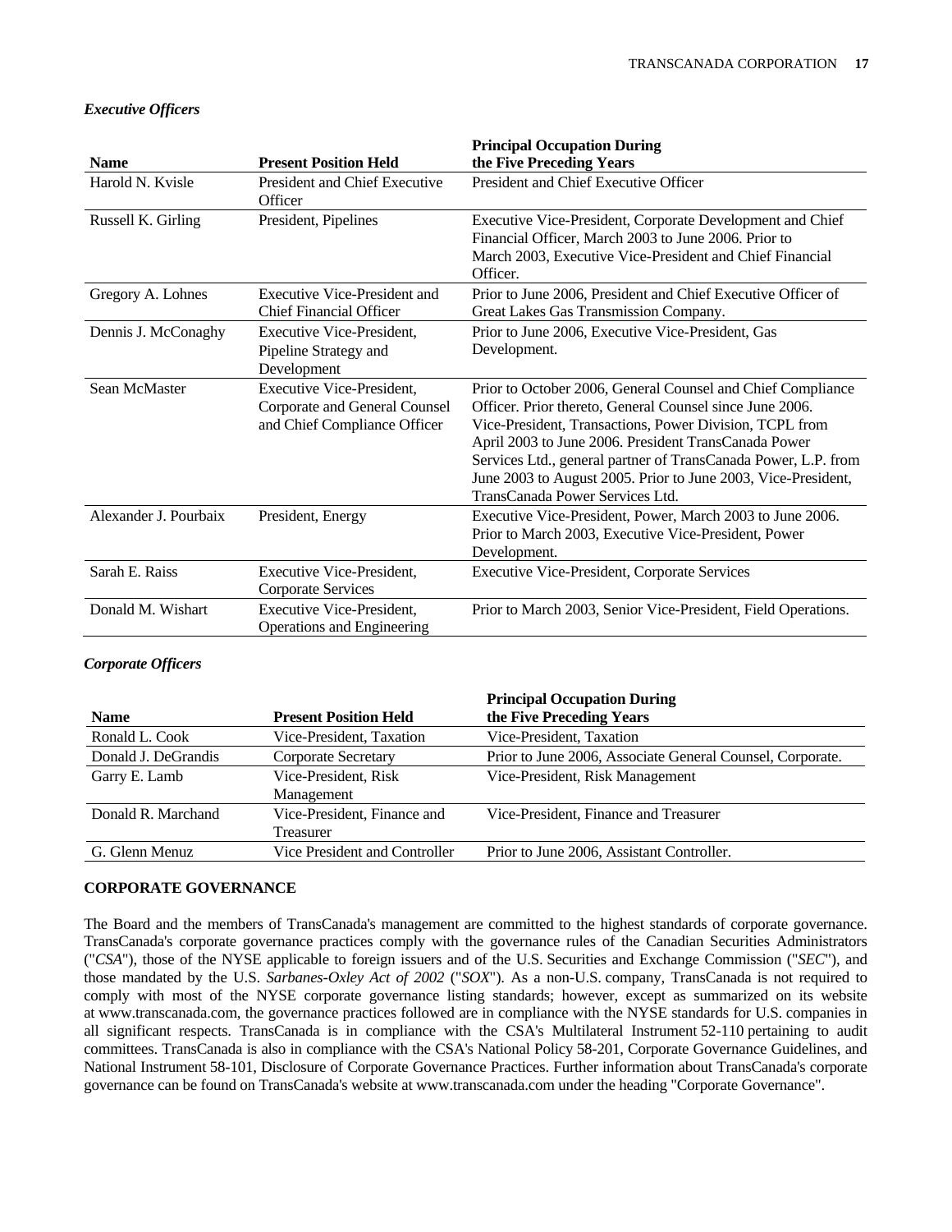### *Executive Officers*

| Name | Present Position Held | Principal Occupation During the Five Preceding Years |
|---|---|---|
| Harold N. Kvisle | President and Chief Executive Officer | President and Chief Executive Officer |
| Russell K. Girling | President, Pipelines | Executive Vice-President, Corporate Development and Chief Financial Officer, March 2003 to June 2006. Prior to March 2003, Executive Vice-President and Chief Financial Officer. |
| Gregory A. Lohnes | Executive Vice-President and Chief Financial Officer | Prior to June 2006, President and Chief Executive Officer of Great Lakes Gas Transmission Company. |
| Dennis J. McConaghy | Executive Vice-President, Pipeline Strategy and Development | Prior to June 2006, Executive Vice-President, Gas Development. |
| Sean McMaster | Executive Vice-President, Corporate and General Counsel and Chief Compliance Officer | Prior to October 2006, General Counsel and Chief Compliance Officer. Prior thereto, General Counsel since June 2006. Vice-President, Transactions, Power Division, TCPL from April 2003 to June 2006. President TransCanada Power Services Ltd., general partner of TransCanada Power, L.P. from June 2003 to August 2005. Prior to June 2003, Vice-President, TransCanada Power Services Ltd. |
| Alexander J. Pourbaix | President, Energy | Executive Vice-President, Power, March 2003 to June 2006. Prior to March 2003, Executive Vice-President, Power Development. |
| Sarah E. Raiss | Executive Vice-President, Corporate Services | Executive Vice-President, Corporate Services |
| Donald M. Wishart | Executive Vice-President, Operations and Engineering | Prior to March 2003, Senior Vice-President, Field Operations. |

### *Corporate Officers*

| Name | Present Position Held | Principal Occupation During the Five Preceding Years |
|---|---|---|
| Ronald L. Cook | Vice-President, Taxation | Vice-President, Taxation |
| Donald J. DeGrandis | Corporate Secretary | Prior to June 2006, Associate General Counsel, Corporate. |
| Garry E. Lamb | Vice-President, Risk Management | Vice-President, Risk Management |
| Donald R. Marchand | Vice-President, Finance and Treasurer | Vice-President, Finance and Treasurer |
| G. Glenn Menuz | Vice President and Controller | Prior to June 2006, Assistant Controller. |

## CORPORATE GOVERNANCE

The Board and the members of TransCanada's management are committed to the highest standards of corporate governance. TransCanada's corporate governance practices comply with the governance rules of the Canadian Securities Administrators ("*CSA*"), those of the NYSE applicable to foreign issuers and of the U.S. Securities and Exchange Commission ("*SEC*"), and those mandated by the U.S. *Sarbanes-Oxley Act of 2002* ("*SOX*"). As a non-U.S. company, TransCanada is not required to comply with most of the NYSE corporate governance listing standards; however, except as summarized on its website at www.transcanada.com, the governance practices followed are in compliance with the NYSE standards for U.S. companies in all significant respects. TransCanada is in compliance with the CSA's Multilateral Instrument 52-110 pertaining to audit committees. TransCanada is also in compliance with the CSA's National Policy 58-201, Corporate Governance Guidelines, and National Instrument 58-101, Disclosure of Corporate Governance Practices. Further information about TransCanada's corporate governance can be found on TransCanada's website at www.transcanada.com under the heading "Corporate Governance".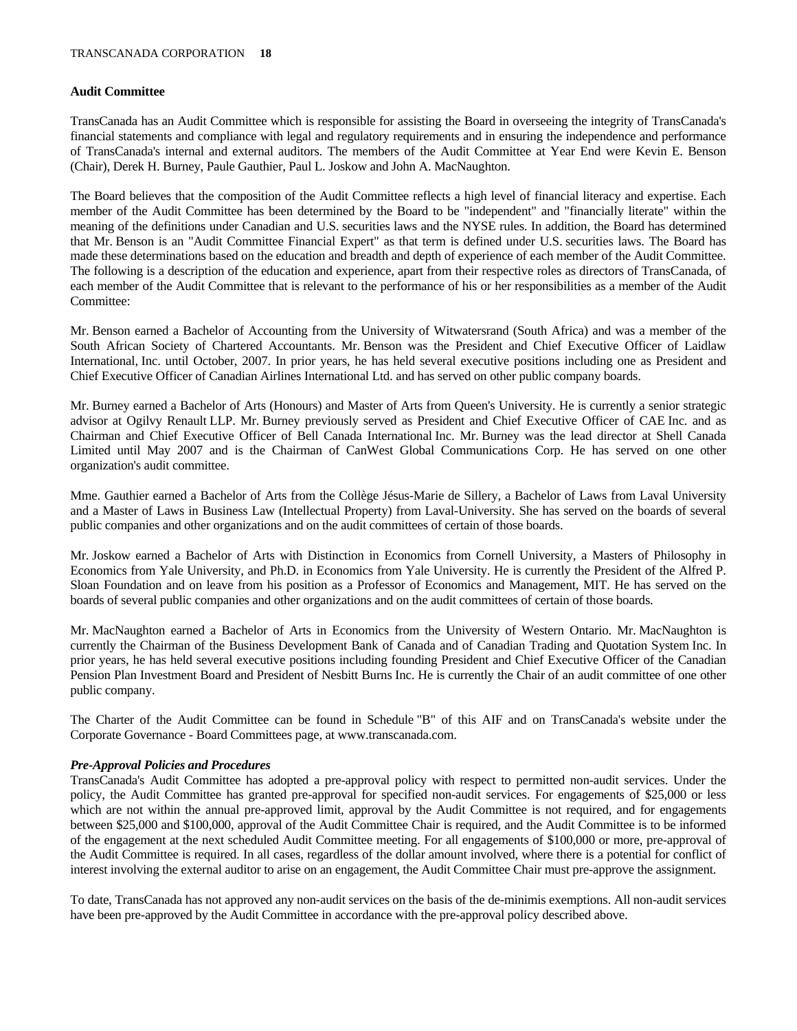## Audit Committee

TransCanada has an Audit Committee which is responsible for assisting the Board in overseeing the integrity of TransCanada's financial statements and compliance with legal and regulatory requirements and in ensuring the independence and performance of TransCanada's internal and external auditors. The members of the Audit Committee at Year End were Kevin E. Benson (Chair), Derek H. Burney, Paule Gauthier, Paul L. Joskow and John A. MacNaughton.

The Board believes that the composition of the Audit Committee reflects a high level of financial literacy and expertise. Each member of the Audit Committee has been determined by the Board to be "independent" and "financially literate" within the meaning of the definitions under Canadian and U.S. securities laws and the NYSE rules. In addition, the Board has determined that Mr. Benson is an "Audit Committee Financial Expert" as that term is defined under U.S. securities laws. The Board has made these determinations based on the education and breadth and depth of experience of each member of the Audit Committee. The following is a description of the education and experience, apart from their respective roles as directors of TransCanada, of each member of the Audit Committee that is relevant to the performance of his or her responsibilities as a member of the Audit Committee:

Mr. Benson earned a Bachelor of Accounting from the University of Witwatersrand (South Africa) and was a member of the South African Society of Chartered Accountants. Mr. Benson was the President and Chief Executive Officer of Laidlaw International, Inc. until October, 2007. In prior years, he has held several executive positions including one as President and Chief Executive Officer of Canadian Airlines International Ltd. and has served on other public company boards.

Mr. Burney earned a Bachelor of Arts (Honours) and Master of Arts from Queen's University. He is currently a senior strategic advisor at Ogilvy Renault LLP. Mr. Burney previously served as President and Chief Executive Officer of CAE Inc. and as Chairman and Chief Executive Officer of Bell Canada International Inc. Mr. Burney was the lead director at Shell Canada Limited until May 2007 and is the Chairman of CanWest Global Communications Corp. He has served on one other organization's audit committee.

Mme. Gauthier earned a Bachelor of Arts from the Collège Jésus-Marie de Sillery, a Bachelor of Laws from Laval University and a Master of Laws in Business Law (Intellectual Property) from Laval-University. She has served on the boards of several public companies and other organizations and on the audit committees of certain of those boards.

Mr. Joskow earned a Bachelor of Arts with Distinction in Economics from Cornell University, a Masters of Philosophy in Economics from Yale University, and Ph.D. in Economics from Yale University. He is currently the President of the Alfred P. Sloan Foundation and on leave from his position as a Professor of Economics and Management, MIT. He has served on the boards of several public companies and other organizations and on the audit committees of certain of those boards.

Mr. MacNaughton earned a Bachelor of Arts in Economics from the University of Western Ontario. Mr. MacNaughton is currently the Chairman of the Business Development Bank of Canada and of Canadian Trading and Quotation System Inc. In prior years, he has held several executive positions including founding President and Chief Executive Officer of the Canadian Pension Plan Investment Board and President of Nesbitt Burns Inc. He is currently the Chair of an audit committee of one other public company.

The Charter of the Audit Committee can be found in Schedule "B" of this AIF and on TransCanada's website under the Corporate Governance - Board Committees page, at www.transcanada.com.

### *Pre-Approval Policies and Procedures*

TransCanada's Audit Committee has adopted a pre-approval policy with respect to permitted non-audit services. Under the policy, the Audit Committee has granted pre-approval for specified non-audit services. For engagements of $25,000 or less which are not within the annual pre-approved limit, approval by the Audit Committee is not required, and for engagements between $25,000 and $100,000, approval of the Audit Committee Chair is required, and the Audit Committee is to be informed of the engagement at the next scheduled Audit Committee meeting. For all engagements of $100,000 or more, pre-approval of the Audit Committee is required. In all cases, regardless of the dollar amount involved, where there is a potential for conflict of interest involving the external auditor to arise on an engagement, the Audit Committee Chair must pre-approve the assignment.

To date, TransCanada has not approved any non-audit services on the basis of the de-minimis exemptions. All non-audit services have been pre-approved by the Audit Committee in accordance with the pre-approval policy described above.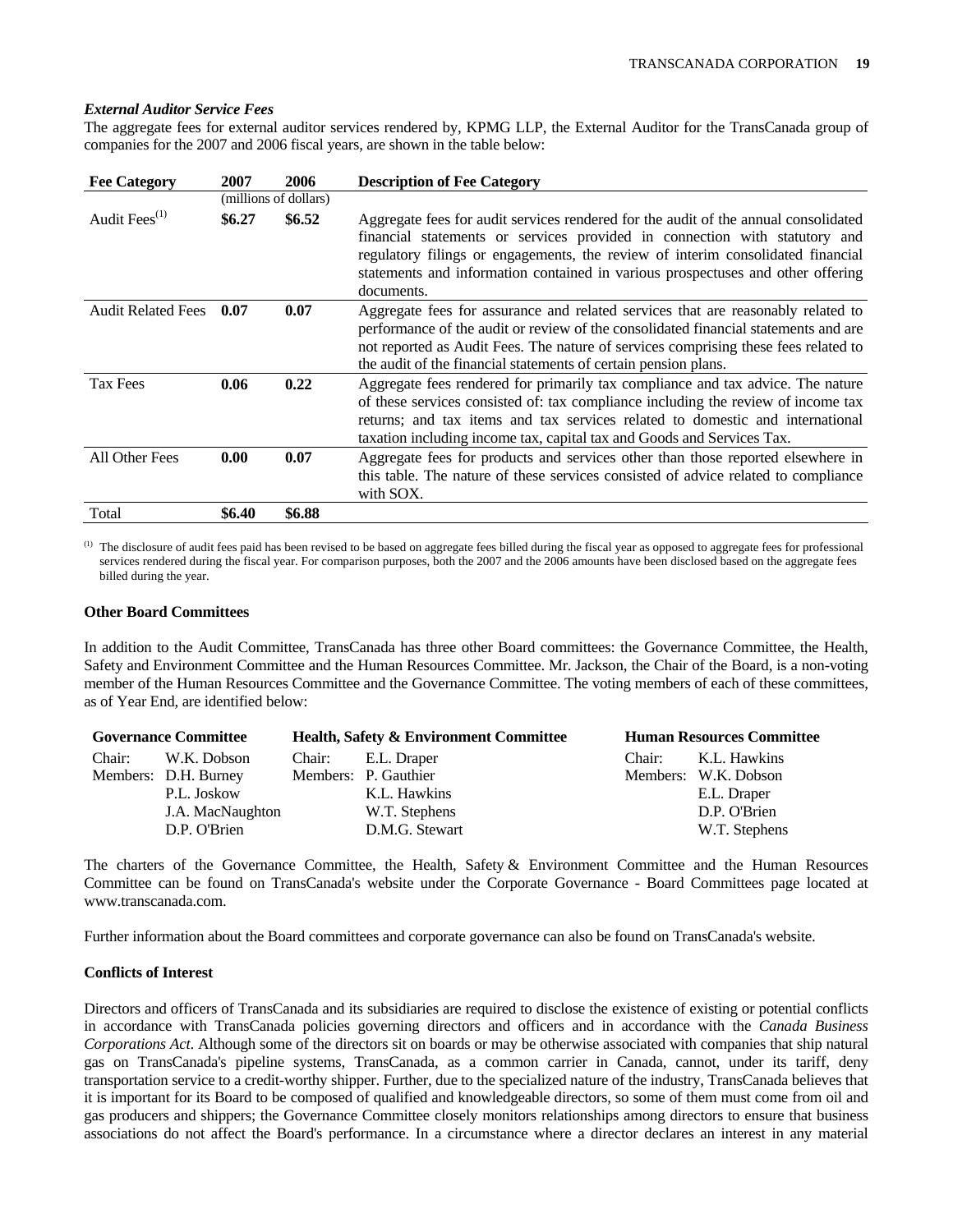***External Auditor Service Fees***

The aggregate fees for external auditor services rendered by, KPMG LLP, the External Auditor for the TransCanada group of companies for the 2007 and 2006 fiscal years, are shown in the table below:

| Fee Category | 2007 | 2006 | Description of Fee Category |
|---|---|---|---|
| | (millions of dollars) | | |
| Audit Fees[(1)] | **$6.27** | **$6.52** | Aggregate fees for audit services rendered for the audit of the annual consolidated financial statements or services provided in connection with statutory and regulatory filings or engagements, the review of interim consolidated financial statements and information contained in various prospectuses and other offering documents. |
| Audit Related Fees | **0.07** | **0.07** | Aggregate fees for assurance and related services that are reasonably related to performance of the audit or review of the consolidated financial statements and are not reported as Audit Fees. The nature of services comprising these fees related to the audit of the financial statements of certain pension plans. |
| Tax Fees | **0.06** | **0.22** | Aggregate fees rendered for primarily tax compliance and tax advice. The nature of these services consisted of: tax compliance including the review of income tax returns; and tax items and tax services related to domestic and international taxation including income tax, capital tax and Goods and Services Tax. |
| All Other Fees | **0.00** | **0.07** | Aggregate fees for products and services other than those reported elsewhere in this table. The nature of these services consisted of advice related to compliance with SOX. |
| Total | **$6.40** | **$6.88** | |

(1) The disclosure of audit fees paid has been revised to be based on aggregate fees billed during the fiscal year as opposed to aggregate fees for professional services rendered during the fiscal year. For comparison purposes, both the 2007 and the 2006 amounts have been disclosed based on the aggregate fees billed during the year.

**Other Board Committees**

In addition to the Audit Committee, TransCanada has three other Board committees: the Governance Committee, the Health, Safety and Environment Committee and the Human Resources Committee. Mr. Jackson, the Chair of the Board, is a non-voting member of the Human Resources Committee and the Governance Committee. The voting members of each of these committees, as of Year End, are identified below:

| Governance Committee | | Health, Safety & Environment Committee | | Human Resources Committee | |
|---|---|---|---|---|---|
| Chair: | W.K. Dobson | Chair: | E.L. Draper | Chair: | K.L. Hawkins |
| Members: | D.H. Burney | Members: | P. Gauthier | Members: | W.K. Dobson |
| | P.L. Joskow | | K.L. Hawkins | | E.L. Draper |
| | J.A. MacNaughton | | W.T. Stephens | | D.P. O'Brien |
| | D.P. O'Brien | | D.M.G. Stewart | | W.T. Stephens |

The charters of the Governance Committee, the Health, Safety & Environment Committee and the Human Resources Committee can be found on TransCanada's website under the Corporate Governance - Board Committees page located at www.transcanada.com.

Further information about the Board committees and corporate governance can also be found on TransCanada's website.

**Conflicts of Interest**

Directors and officers of TransCanada and its subsidiaries are required to disclose the existence of existing or potential conflicts in accordance with TransCanada policies governing directors and officers and in accordance with the *Canada Business Corporations Act*. Although some of the directors sit on boards or may be otherwise associated with companies that ship natural gas on TransCanada's pipeline systems, TransCanada, as a common carrier in Canada, cannot, under its tariff, deny transportation service to a credit-worthy shipper. Further, due to the specialized nature of the industry, TransCanada believes that it is important for its Board to be composed of qualified and knowledgeable directors, so some of them must come from oil and gas producers and shippers; the Governance Committee closely monitors relationships among directors to ensure that business associations do not affect the Board's performance. In a circumstance where a director declares an interest in any material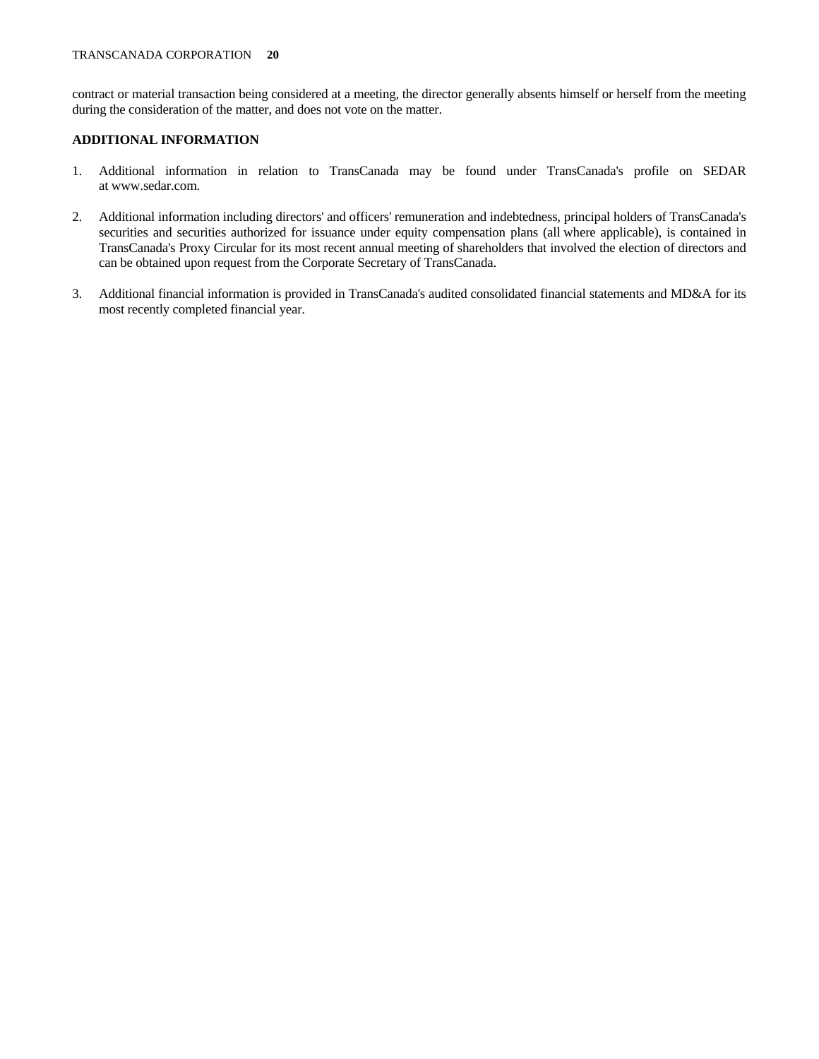contract or material transaction being considered at a meeting, the director generally absents himself or herself from the meeting during the consideration of the matter, and does not vote on the matter.

## ADDITIONAL INFORMATION

1. Additional information in relation to TransCanada may be found under TransCanada's profile on SEDAR at www.sedar.com.

2. Additional information including directors' and officers' remuneration and indebtedness, principal holders of TransCanada's securities and securities authorized for issuance under equity compensation plans (all where applicable), is contained in TransCanada's Proxy Circular for its most recent annual meeting of shareholders that involved the election of directors and can be obtained upon request from the Corporate Secretary of TransCanada.

3. Additional financial information is provided in TransCanada's audited consolidated financial statements and MD&A for its most recently completed financial year.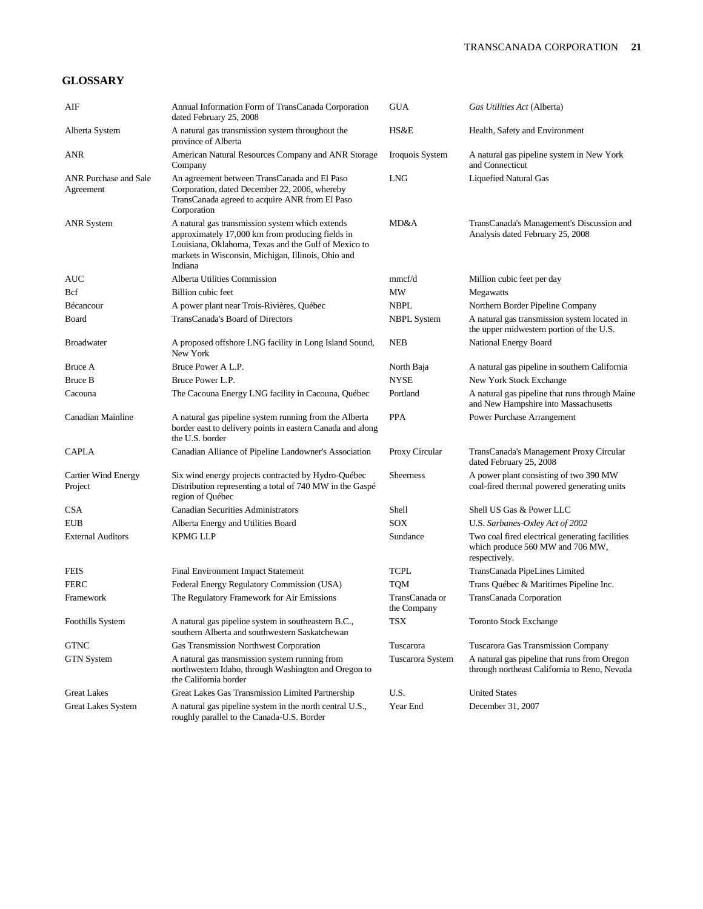## GLOSSARY

| Term | Definition |
|---|---|
| AIF | Annual Information Form of TransCanada Corporation dated February 25, 2008 |
| Alberta System | A natural gas transmission system throughout the province of Alberta |
| ANR | American Natural Resources Company and ANR Storage Company |
| ANR Purchase and Sale Agreement | An agreement between TransCanada and El Paso Corporation, dated December 22, 2006, whereby TransCanada agreed to acquire ANR from El Paso Corporation |
| ANR System | A natural gas transmission system which extends approximately 17,000 km from producing fields in Louisiana, Oklahoma, Texas and the Gulf of Mexico to markets in Wisconsin, Michigan, Illinois, Ohio and Indiana |
| AUC | Alberta Utilities Commission |
| Bcf | Billion cubic feet |
| Bécancour | A power plant near Trois-Rivières, Québec |
| Board | TransCanada's Board of Directors |
| Broadwater | A proposed offshore LNG facility in Long Island Sound, New York |
| Bruce A | Bruce Power A L.P. |
| Bruce B | Bruce Power L.P. |
| Cacouna | The Cacouna Energy LNG facility in Cacouna, Québec |
| Canadian Mainline | A natural gas pipeline system running from the Alberta border east to delivery points in eastern Canada and along the U.S. border |
| CAPLA | Canadian Alliance of Pipeline Landowner's Association |
| Cartier Wind Energy Project | Six wind energy projects contracted by Hydro-Québec Distribution representing a total of 740 MW in the Gaspé region of Québec |
| CSA | Canadian Securities Administrators |
| EUB | Alberta Energy and Utilities Board |
| External Auditors | KPMG LLP |
| FEIS | Final Environment Impact Statement |
| FERC | Federal Energy Regulatory Commission (USA) |
| Framework | The Regulatory Framework for Air Emissions |
| Foothills System | A natural gas pipeline system in southeastern B.C., southern Alberta and southwestern Saskatchewan |
| GTNC | Gas Transmission Northwest Corporation |
| GTN System | A natural gas transmission system running from northwestern Idaho, through Washington and Oregon to the California border |
| Great Lakes | Great Lakes Gas Transmission Limited Partnership |
| Great Lakes System | A natural gas pipeline system in the north central U.S., roughly parallel to the Canada-U.S. Border |
| GUA | *Gas Utilities Act* (Alberta) |
| HS&E | Health, Safety and Environment |
| Iroquois System | A natural gas pipeline system in New York and Connecticut |
| LNG | Liquefied Natural Gas |
| MD&A | TransCanada's Management's Discussion and Analysis dated February 25, 2008 |
| mmcf/d | Million cubic feet per day |
| MW | Megawatts |
| NBPL | Northern Border Pipeline Company |
| NBPL System | A natural gas transmission system located in the upper midwestern portion of the U.S. |
| NEB | National Energy Board |
| North Baja | A natural gas pipeline in southern California |
| NYSE | New York Stock Exchange |
| Portland | A natural gas pipeline that runs through Maine and New Hampshire into Massachusetts |
| PPA | Power Purchase Arrangement |
| Proxy Circular | TransCanada's Management Proxy Circular dated February 25, 2008 |
| Sheerness | A power plant consisting of two 390 MW coal-fired thermal powered generating units |
| Shell | Shell US Gas & Power LLC |
| SOX | U.S. *Sarbanes-Oxley Act of 2002* |
| Sundance | Two coal fired electrical generating facilities which produce 560 MW and 706 MW, respectively. |
| TCPL | TransCanada PipeLines Limited |
| TQM | Trans Québec & Maritimes Pipeline Inc. |
| TransCanada or the Company | TransCanada Corporation |
| TSX | Toronto Stock Exchange |
| Tuscarora | Tuscarora Gas Transmission Company |
| Tuscarora System | A natural gas pipeline that runs from Oregon through northeast California to Reno, Nevada |
| U.S. | United States |
| Year End | December 31, 2007 |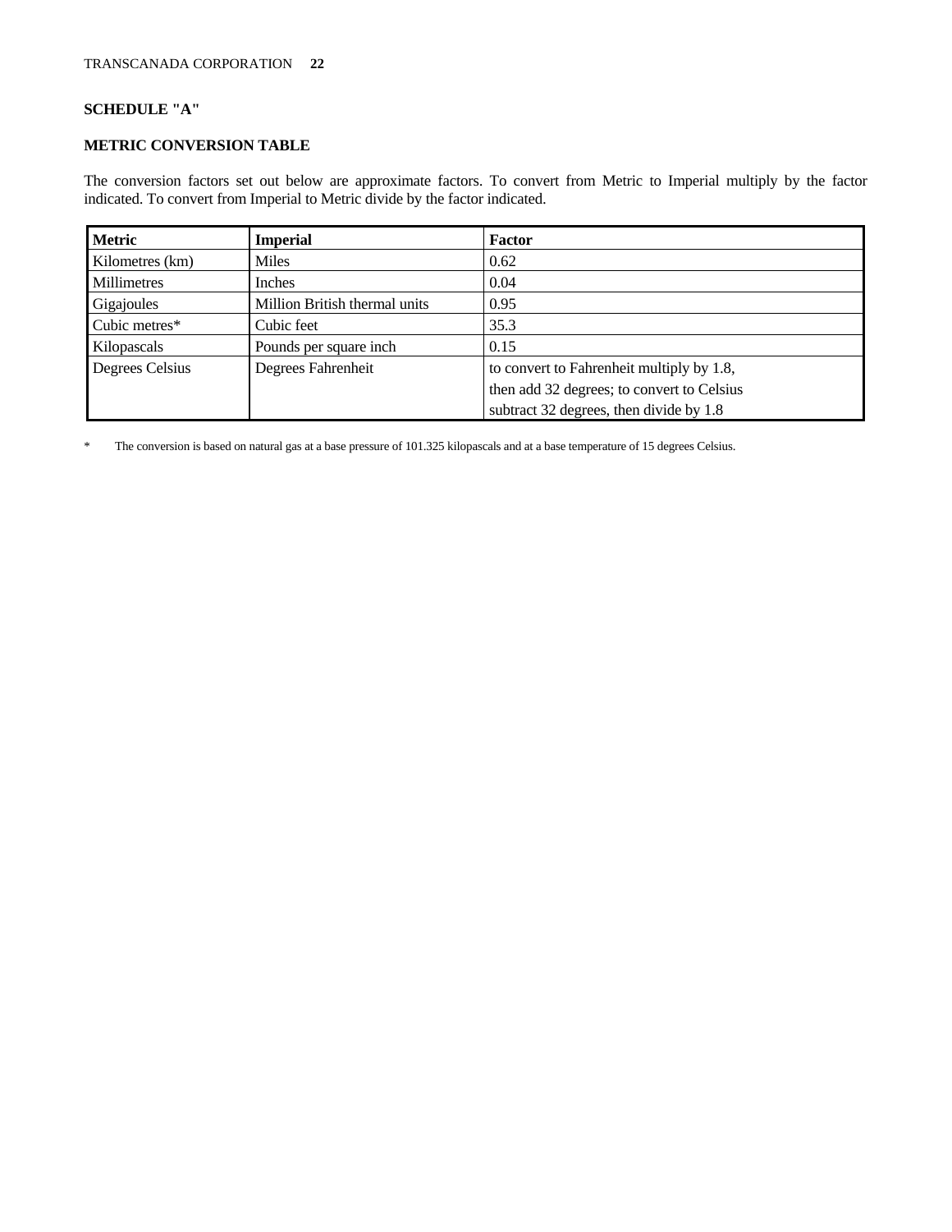## SCHEDULE "A"

## METRIC CONVERSION TABLE

The conversion factors set out below are approximate factors. To convert from Metric to Imperial multiply by the factor indicated. To convert from Imperial to Metric divide by the factor indicated.

| Metric | Imperial | Factor |
|---|---|---|
| Kilometres (km) | Miles | 0.62 |
| Millimetres | Inches | 0.04 |
| Gigajoules | Million British thermal units | 0.95 |
| Cubic metres* | Cubic feet | 35.3 |
| Kilopascals | Pounds per square inch | 0.15 |
| Degrees Celsius | Degrees Fahrenheit | to convert to Fahrenheit multiply by 1.8, then add 32 degrees; to convert to Celsius subtract 32 degrees, then divide by 1.8 |

\* The conversion is based on natural gas at a base pressure of 101.325 kilopascals and at a base temperature of 15 degrees Celsius.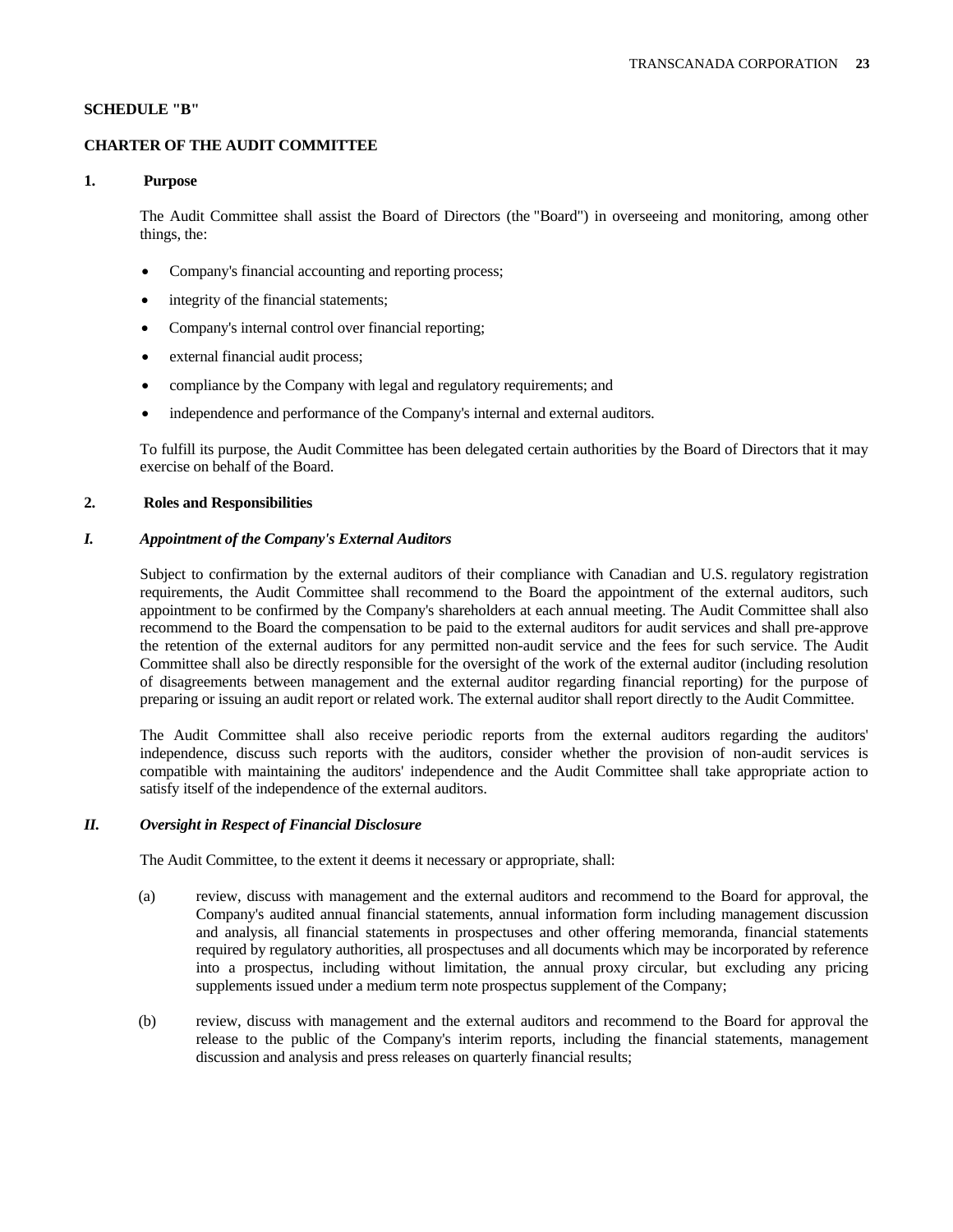## SCHEDULE "B"

## CHARTER OF THE AUDIT COMMITTEE

### 1. Purpose

The Audit Committee shall assist the Board of Directors (the "Board") in overseeing and monitoring, among other things, the:

- Company's financial accounting and reporting process;
- integrity of the financial statements;
- Company's internal control over financial reporting;
- external financial audit process;
- compliance by the Company with legal and regulatory requirements; and
- independence and performance of the Company's internal and external auditors.

To fulfill its purpose, the Audit Committee has been delegated certain authorities by the Board of Directors that it may exercise on behalf of the Board.

### 2. Roles and Responsibilities

#### *I. Appointment of the Company's External Auditors*

Subject to confirmation by the external auditors of their compliance with Canadian and U.S. regulatory registration requirements, the Audit Committee shall recommend to the Board the appointment of the external auditors, such appointment to be confirmed by the Company's shareholders at each annual meeting. The Audit Committee shall also recommend to the Board the compensation to be paid to the external auditors for audit services and shall pre-approve the retention of the external auditors for any permitted non-audit service and the fees for such service. The Audit Committee shall also be directly responsible for the oversight of the work of the external auditor (including resolution of disagreements between management and the external auditor regarding financial reporting) for the purpose of preparing or issuing an audit report or related work. The external auditor shall report directly to the Audit Committee.

The Audit Committee shall also receive periodic reports from the external auditors regarding the auditors' independence, discuss such reports with the auditors, consider whether the provision of non-audit services is compatible with maintaining the auditors' independence and the Audit Committee shall take appropriate action to satisfy itself of the independence of the external auditors.

#### *II. Oversight in Respect of Financial Disclosure*

The Audit Committee, to the extent it deems it necessary or appropriate, shall:

(a) review, discuss with management and the external auditors and recommend to the Board for approval, the Company's audited annual financial statements, annual information form including management discussion and analysis, all financial statements in prospectuses and other offering memoranda, financial statements required by regulatory authorities, all prospectuses and all documents which may be incorporated by reference into a prospectus, including without limitation, the annual proxy circular, but excluding any pricing supplements issued under a medium term note prospectus supplement of the Company;

(b) review, discuss with management and the external auditors and recommend to the Board for approval the release to the public of the Company's interim reports, including the financial statements, management discussion and analysis and press releases on quarterly financial results;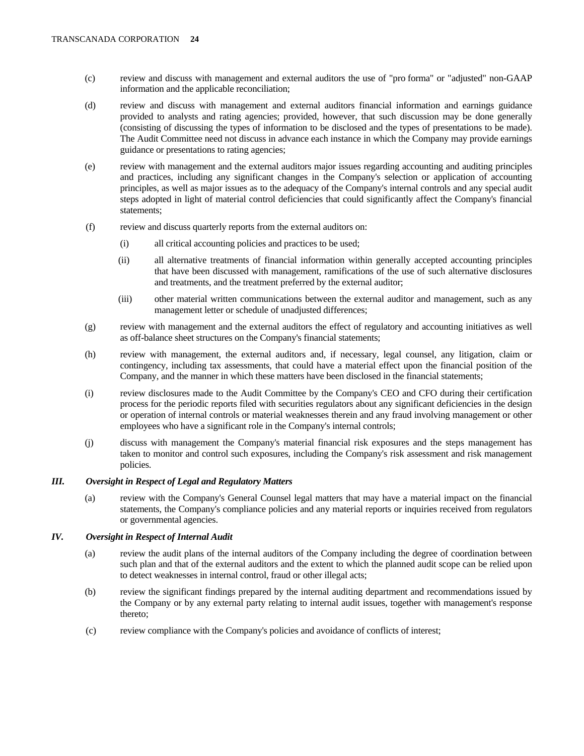(c) review and discuss with management and external auditors the use of "pro forma" or "adjusted" non-GAAP information and the applicable reconciliation;

(d) review and discuss with management and external auditors financial information and earnings guidance provided to analysts and rating agencies; provided, however, that such discussion may be done generally (consisting of discussing the types of information to be disclosed and the types of presentations to be made). The Audit Committee need not discuss in advance each instance in which the Company may provide earnings guidance or presentations to rating agencies;

(e) review with management and the external auditors major issues regarding accounting and auditing principles and practices, including any significant changes in the Company's selection or application of accounting principles, as well as major issues as to the adequacy of the Company's internal controls and any special audit steps adopted in light of material control deficiencies that could significantly affect the Company's financial statements;

(f) review and discuss quarterly reports from the external auditors on:

  (i) all critical accounting policies and practices to be used;

  (ii) all alternative treatments of financial information within generally accepted accounting principles that have been discussed with management, ramifications of the use of such alternative disclosures and treatments, and the treatment preferred by the external auditor;

  (iii) other material written communications between the external auditor and management, such as any management letter or schedule of unadjusted differences;

(g) review with management and the external auditors the effect of regulatory and accounting initiatives as well as off-balance sheet structures on the Company's financial statements;

(h) review with management, the external auditors and, if necessary, legal counsel, any litigation, claim or contingency, including tax assessments, that could have a material effect upon the financial position of the Company, and the manner in which these matters have been disclosed in the financial statements;

(i) review disclosures made to the Audit Committee by the Company's CEO and CFO during their certification process for the periodic reports filed with securities regulators about any significant deficiencies in the design or operation of internal controls or material weaknesses therein and any fraud involving management or other employees who have a significant role in the Company's internal controls;

(j) discuss with management the Company's material financial risk exposures and the steps management has taken to monitor and control such exposures, including the Company's risk assessment and risk management policies.

***III. Oversight in Respect of Legal and Regulatory Matters***

(a) review with the Company's General Counsel legal matters that may have a material impact on the financial statements, the Company's compliance policies and any material reports or inquiries received from regulators or governmental agencies.

***IV. Oversight in Respect of Internal Audit***

(a) review the audit plans of the internal auditors of the Company including the degree of coordination between such plan and that of the external auditors and the extent to which the planned audit scope can be relied upon to detect weaknesses in internal control, fraud or other illegal acts;

(b) review the significant findings prepared by the internal auditing department and recommendations issued by the Company or by any external party relating to internal audit issues, together with management's response thereto;

(c) review compliance with the Company's policies and avoidance of conflicts of interest;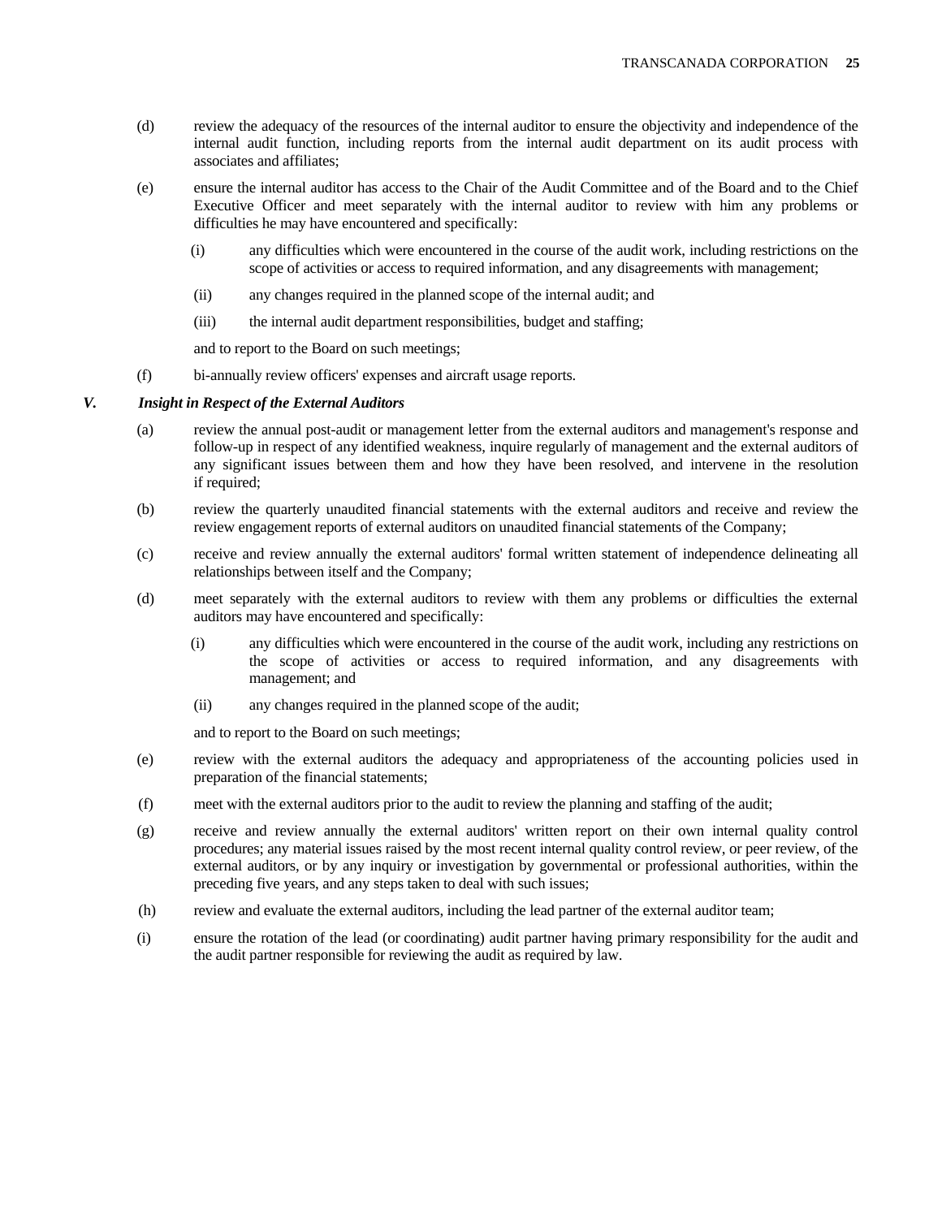(d) review the adequacy of the resources of the internal auditor to ensure the objectivity and independence of the internal audit function, including reports from the internal audit department on its audit process with associates and affiliates;

(e) ensure the internal auditor has access to the Chair of the Audit Committee and of the Board and to the Chief Executive Officer and meet separately with the internal auditor to review with him any problems or difficulties he may have encountered and specifically:

  (i) any difficulties which were encountered in the course of the audit work, including restrictions on the scope of activities or access to required information, and any disagreements with management;

  (ii) any changes required in the planned scope of the internal audit; and

  (iii) the internal audit department responsibilities, budget and staffing;

  and to report to the Board on such meetings;

(f) bi-annually review officers' expenses and aircraft usage reports.

### V. *Insight in Respect of the External Auditors*

(a) review the annual post-audit or management letter from the external auditors and management's response and follow-up in respect of any identified weakness, inquire regularly of management and the external auditors of any significant issues between them and how they have been resolved, and intervene in the resolution if required;

(b) review the quarterly unaudited financial statements with the external auditors and receive and review the review engagement reports of external auditors on unaudited financial statements of the Company;

(c) receive and review annually the external auditors' formal written statement of independence delineating all relationships between itself and the Company;

(d) meet separately with the external auditors to review with them any problems or difficulties the external auditors may have encountered and specifically:

  (i) any difficulties which were encountered in the course of the audit work, including any restrictions on the scope of activities or access to required information, and any disagreements with management; and

  (ii) any changes required in the planned scope of the audit;

  and to report to the Board on such meetings;

(e) review with the external auditors the adequacy and appropriateness of the accounting policies used in preparation of the financial statements;

(f) meet with the external auditors prior to the audit to review the planning and staffing of the audit;

(g) receive and review annually the external auditors' written report on their own internal quality control procedures; any material issues raised by the most recent internal quality control review, or peer review, of the external auditors, or by any inquiry or investigation by governmental or professional authorities, within the preceding five years, and any steps taken to deal with such issues;

(h) review and evaluate the external auditors, including the lead partner of the external auditor team;

(i) ensure the rotation of the lead (or coordinating) audit partner having primary responsibility for the audit and the audit partner responsible for reviewing the audit as required by law.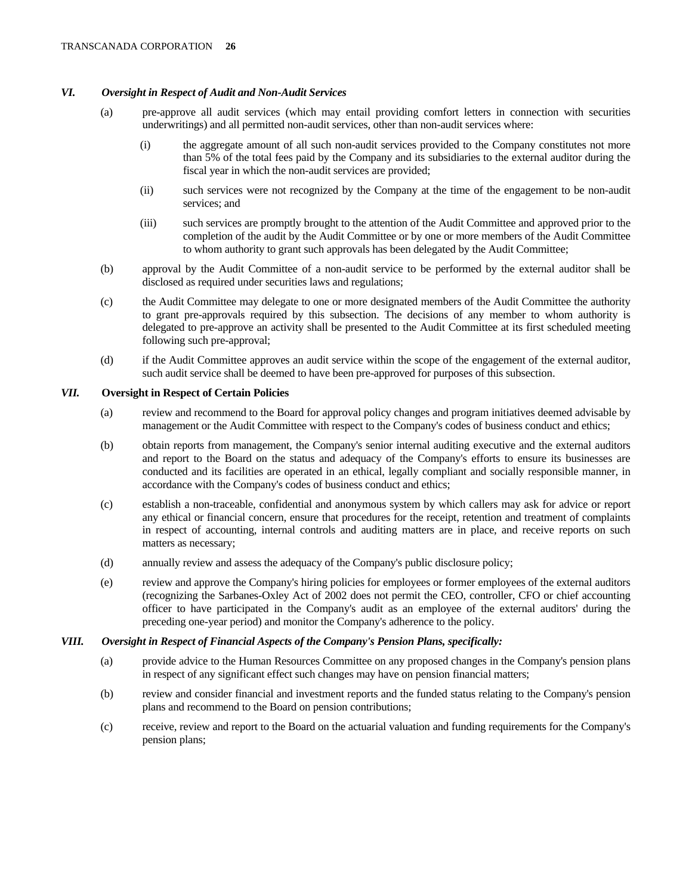### *VI. Oversight in Respect of Audit and Non-Audit Services*

(a) pre-approve all audit services (which may entail providing comfort letters in connection with securities underwritings) and all permitted non-audit services, other than non-audit services where:

   (i) the aggregate amount of all such non-audit services provided to the Company constitutes not more than 5% of the total fees paid by the Company and its subsidiaries to the external auditor during the fiscal year in which the non-audit services are provided;

   (ii) such services were not recognized by the Company at the time of the engagement to be non-audit services; and

   (iii) such services are promptly brought to the attention of the Audit Committee and approved prior to the completion of the audit by the Audit Committee or by one or more members of the Audit Committee to whom authority to grant such approvals has been delegated by the Audit Committee;

(b) approval by the Audit Committee of a non-audit service to be performed by the external auditor shall be disclosed as required under securities laws and regulations;

(c) the Audit Committee may delegate to one or more designated members of the Audit Committee the authority to grant pre-approvals required by this subsection. The decisions of any member to whom authority is delegated to pre-approve an activity shall be presented to the Audit Committee at its first scheduled meeting following such pre-approval;

(d) if the Audit Committee approves an audit service within the scope of the engagement of the external auditor, such audit service shall be deemed to have been pre-approved for purposes of this subsection.

### *VII.* **Oversight in Respect of Certain Policies**

(a) review and recommend to the Board for approval policy changes and program initiatives deemed advisable by management or the Audit Committee with respect to the Company's codes of business conduct and ethics;

(b) obtain reports from management, the Company's senior internal auditing executive and the external auditors and report to the Board on the status and adequacy of the Company's efforts to ensure its businesses are conducted and its facilities are operated in an ethical, legally compliant and socially responsible manner, in accordance with the Company's codes of business conduct and ethics;

(c) establish a non-traceable, confidential and anonymous system by which callers may ask for advice or report any ethical or financial concern, ensure that procedures for the receipt, retention and treatment of complaints in respect of accounting, internal controls and auditing matters are in place, and receive reports on such matters as necessary;

(d) annually review and assess the adequacy of the Company's public disclosure policy;

(e) review and approve the Company's hiring policies for employees or former employees of the external auditors (recognizing the Sarbanes-Oxley Act of 2002 does not permit the CEO, controller, CFO or chief accounting officer to have participated in the Company's audit as an employee of the external auditors' during the preceding one-year period) and monitor the Company's adherence to the policy.

### *VIII. Oversight in Respect of Financial Aspects of the Company's Pension Plans, specifically:*

(a) provide advice to the Human Resources Committee on any proposed changes in the Company's pension plans in respect of any significant effect such changes may have on pension financial matters;

(b) review and consider financial and investment reports and the funded status relating to the Company's pension plans and recommend to the Board on pension contributions;

(c) receive, review and report to the Board on the actuarial valuation and funding requirements for the Company's pension plans;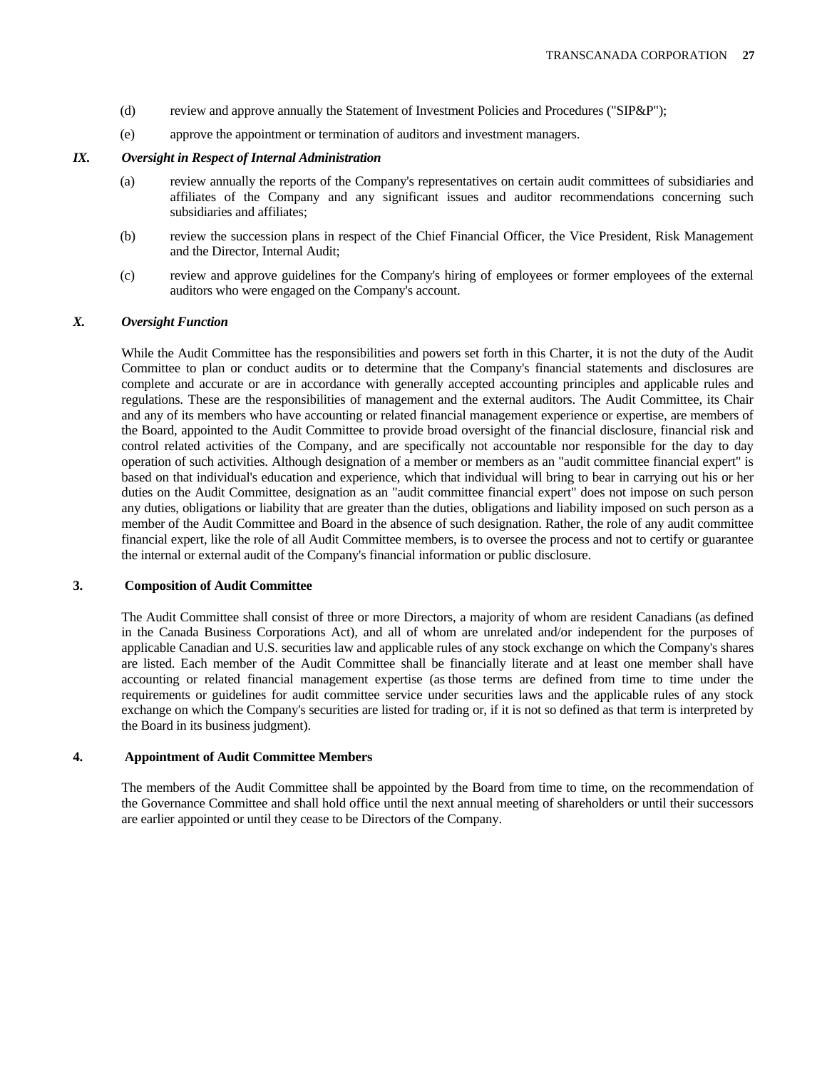(d) review and approve annually the Statement of Investment Policies and Procedures ("SIP&P");

(e) approve the appointment or termination of auditors and investment managers.

***IX. Oversight in Respect of Internal Administration***

(a) review annually the reports of the Company's representatives on certain audit committees of subsidiaries and affiliates of the Company and any significant issues and auditor recommendations concerning such subsidiaries and affiliates;

(b) review the succession plans in respect of the Chief Financial Officer, the Vice President, Risk Management and the Director, Internal Audit;

(c) review and approve guidelines for the Company's hiring of employees or former employees of the external auditors who were engaged on the Company's account.

***X. Oversight Function***

While the Audit Committee has the responsibilities and powers set forth in this Charter, it is not the duty of the Audit Committee to plan or conduct audits or to determine that the Company's financial statements and disclosures are complete and accurate or are in accordance with generally accepted accounting principles and applicable rules and regulations. These are the responsibilities of management and the external auditors. The Audit Committee, its Chair and any of its members who have accounting or related financial management experience or expertise, are members of the Board, appointed to the Audit Committee to provide broad oversight of the financial disclosure, financial risk and control related activities of the Company, and are specifically not accountable nor responsible for the day to day operation of such activities. Although designation of a member or members as an "audit committee financial expert" is based on that individual's education and experience, which that individual will bring to bear in carrying out his or her duties on the Audit Committee, designation as an "audit committee financial expert" does not impose on such person any duties, obligations or liability that are greater than the duties, obligations and liability imposed on such person as a member of the Audit Committee and Board in the absence of such designation. Rather, the role of any audit committee financial expert, like the role of all Audit Committee members, is to oversee the process and not to certify or guarantee the internal or external audit of the Company's financial information or public disclosure.

**3. Composition of Audit Committee**

The Audit Committee shall consist of three or more Directors, a majority of whom are resident Canadians (as defined in the Canada Business Corporations Act), and all of whom are unrelated and/or independent for the purposes of applicable Canadian and U.S. securities law and applicable rules of any stock exchange on which the Company's shares are listed. Each member of the Audit Committee shall be financially literate and at least one member shall have accounting or related financial management expertise (as those terms are defined from time to time under the requirements or guidelines for audit committee service under securities laws and the applicable rules of any stock exchange on which the Company's securities are listed for trading or, if it is not so defined as that term is interpreted by the Board in its business judgment).

**4. Appointment of Audit Committee Members**

The members of the Audit Committee shall be appointed by the Board from time to time, on the recommendation of the Governance Committee and shall hold office until the next annual meeting of shareholders or until their successors are earlier appointed or until they cease to be Directors of the Company.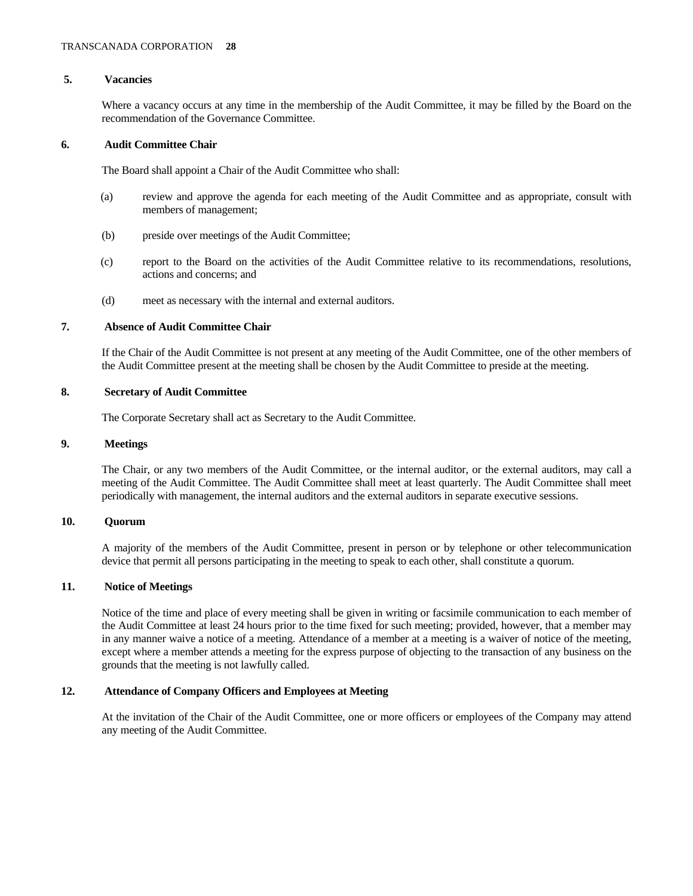### 5. Vacancies

Where a vacancy occurs at any time in the membership of the Audit Committee, it may be filled by the Board on the recommendation of the Governance Committee.

### 6. Audit Committee Chair

The Board shall appoint a Chair of the Audit Committee who shall:

(a) review and approve the agenda for each meeting of the Audit Committee and as appropriate, consult with members of management;

(b) preside over meetings of the Audit Committee;

(c) report to the Board on the activities of the Audit Committee relative to its recommendations, resolutions, actions and concerns; and

(d) meet as necessary with the internal and external auditors.

### 7. Absence of Audit Committee Chair

If the Chair of the Audit Committee is not present at any meeting of the Audit Committee, one of the other members of the Audit Committee present at the meeting shall be chosen by the Audit Committee to preside at the meeting.

### 8. Secretary of Audit Committee

The Corporate Secretary shall act as Secretary to the Audit Committee.

### 9. Meetings

The Chair, or any two members of the Audit Committee, or the internal auditor, or the external auditors, may call a meeting of the Audit Committee. The Audit Committee shall meet at least quarterly. The Audit Committee shall meet periodically with management, the internal auditors and the external auditors in separate executive sessions.

### 10. Quorum

A majority of the members of the Audit Committee, present in person or by telephone or other telecommunication device that permit all persons participating in the meeting to speak to each other, shall constitute a quorum.

### 11. Notice of Meetings

Notice of the time and place of every meeting shall be given in writing or facsimile communication to each member of the Audit Committee at least 24 hours prior to the time fixed for such meeting; provided, however, that a member may in any manner waive a notice of a meeting. Attendance of a member at a meeting is a waiver of notice of the meeting, except where a member attends a meeting for the express purpose of objecting to the transaction of any business on the grounds that the meeting is not lawfully called.

### 12. Attendance of Company Officers and Employees at Meeting

At the invitation of the Chair of the Audit Committee, one or more officers or employees of the Company may attend any meeting of the Audit Committee.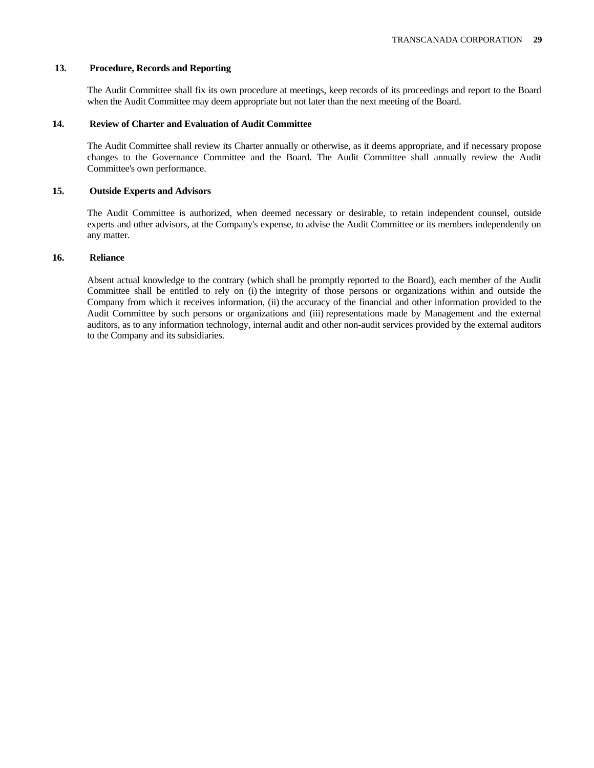### 13. Procedure, Records and Reporting

The Audit Committee shall fix its own procedure at meetings, keep records of its proceedings and report to the Board when the Audit Committee may deem appropriate but not later than the next meeting of the Board.

### 14. Review of Charter and Evaluation of Audit Committee

The Audit Committee shall review its Charter annually or otherwise, as it deems appropriate, and if necessary propose changes to the Governance Committee and the Board. The Audit Committee shall annually review the Audit Committee's own performance.

### 15. Outside Experts and Advisors

The Audit Committee is authorized, when deemed necessary or desirable, to retain independent counsel, outside experts and other advisors, at the Company's expense, to advise the Audit Committee or its members independently on any matter.

### 16. Reliance

Absent actual knowledge to the contrary (which shall be promptly reported to the Board), each member of the Audit Committee shall be entitled to rely on (i) the integrity of those persons or organizations within and outside the Company from which it receives information, (ii) the accuracy of the financial and other information provided to the Audit Committee by such persons or organizations and (iii) representations made by Management and the external auditors, as to any information technology, internal audit and other non-audit services provided by the external auditors to the Company and its subsidiaries.